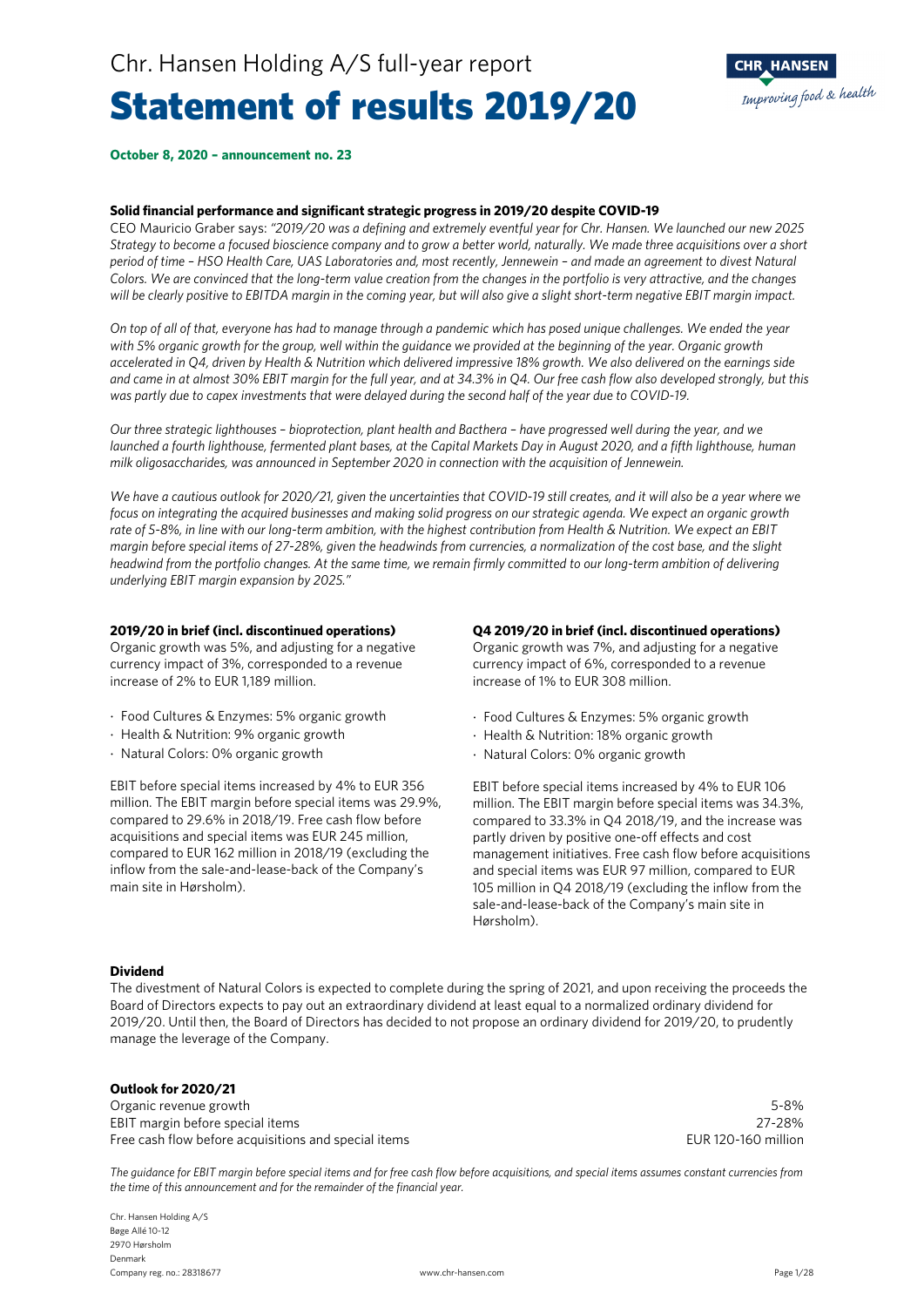Chr. Hansen Holding A/S full-year report

# Statement of results 2019/20

**October 8, 2020 – announcement no. 23**

**Solid financial performance and significant strategic progress in 2019/20 despite COVID-19**

CEO Mauricio Graber says: *"2019/20 was a defining and extremely eventful year for Chr. Hansen. We launched our new 2025 Strategy to become a focused bioscience company and to grow a better world, naturally. We made three acquisitions over a short period of time – HSO Health Care, UAS Laboratories and, most recently, Jennewein – and made an agreement to divest Natural Colors. We are convinced that the long-term value creation from the changes in the portfolio is very attractive, and the changes will be clearly positive to EBITDA margin in the coming year, but will also give a slight short-term negative EBIT margin impact.*

*On top of all of that, everyone has had to manage through a pandemic which has posed unique challenges. We ended the year with 5% organic growth for the group, well within the guidance we provided at the beginning of the year. Organic growth accelerated in Q4, driven by Health & Nutrition which delivered impressive 18% growth. We also delivered on the earnings side and came in at almost 30% EBIT margin for the full year, and at 34.3% in Q4. Our free cash flow also developed strongly, but this was partly due to capex investments that were delayed during the second half of the year due to COVID-19.*

*Our three strategic lighthouses – bioprotection, plant health and Bacthera – have progressed well during the year, and we launched a fourth lighthouse, fermented plant bases, at the Capital Markets Day in August 2020, and a fifth lighthouse, human milk oligosaccharides, was announced in September 2020 in connection with the acquisition of Jennewein.*

*We have a cautious outlook for 2020/21, given the uncertainties that COVID-19 still creates, and it will also be a year where we focus on integrating the acquired businesses and making solid progress on our strategic agenda. We expect an organic growth rate of 5-8%, in line with our long-term ambition, with the highest contribution from Health & Nutrition. We expect an EBIT margin before special items of 27-28%, given the headwinds from currencies, a normalization of the cost base, and the slight headwind from the portfolio changes. At the same time, we remain firmly committed to our long-term ambition of delivering underlying EBIT margin expansion by 2025."*

**2019/20 in brief (incl. discontinued operations)**

Organic growth was 5%, and adjusting for a negative currency impact of 3%, corresponded to a revenue increase of 2% to EUR 1,189 million.

- Food Cultures & Enzymes: 5% organic growth
- Health & Nutrition: 9% organic growth
- Natural Colors: 0% organic growth

EBIT before special items increased by 4% to EUR 356 million. The EBIT margin before special items was 29.9%, compared to 29.6% in 2018/19. Free cash flow before acquisitions and special items was EUR 245 million, compared to EUR 162 million in 2018/19 (excluding the inflow from the sale-and-lease-back of the Company's main site in Hørsholm).

**Q4 2019/20 in brief (incl. discontinued operations)**

Organic growth was 7%, and adjusting for a negative currency impact of 6%, corresponded to a revenue increase of 1% to EUR 308 million.

- Food Cultures & Enzymes: 5% organic growth
- Health & Nutrition: 18% organic growth
- Natural Colors: 0% organic growth

EBIT before special items increased by 4% to EUR 106 million. The EBIT margin before special items was 34.3%, compared to 33.3% in Q4 2018/19, and the increase was partly driven by positive one-off effects and cost management initiatives. Free cash flow before acquisitions and special items was EUR 97 million, compared to EUR 105 million in Q4 2018/19 (excluding the inflow from the sale-and-lease-back of the Company's main site in Hørsholm).

**Dividend**

The divestment of Natural Colors is expected to complete during the spring of 2021, and upon receiving the proceeds the Board of Directors expects to pay out an extraordinary dividend at least equal to a normalized ordinary dividend for 2019/20. Until then, the Board of Directors has decided to not propose an ordinary dividend for 2019/20, to prudently manage the leverage of the Company.

**Outlook for 2020/21**

| | |
|---|---|
| Organic revenue growth | 5-8% |
| EBIT margin before special items | 27-28% |
| Free cash flow before acquisitions and special items | EUR 120-160 million |

*The guidance for EBIT margin before special items and for free cash flow before acquisitions, and special items assumes constant currencies from the time of this announcement and for the remainder of the financial year.*

Chr. Hansen Holding A/S
Bøge Allé 10-12
2970 Hørsholm
Denmark
Company reg. no.: 28318677

www.chr-hansen.com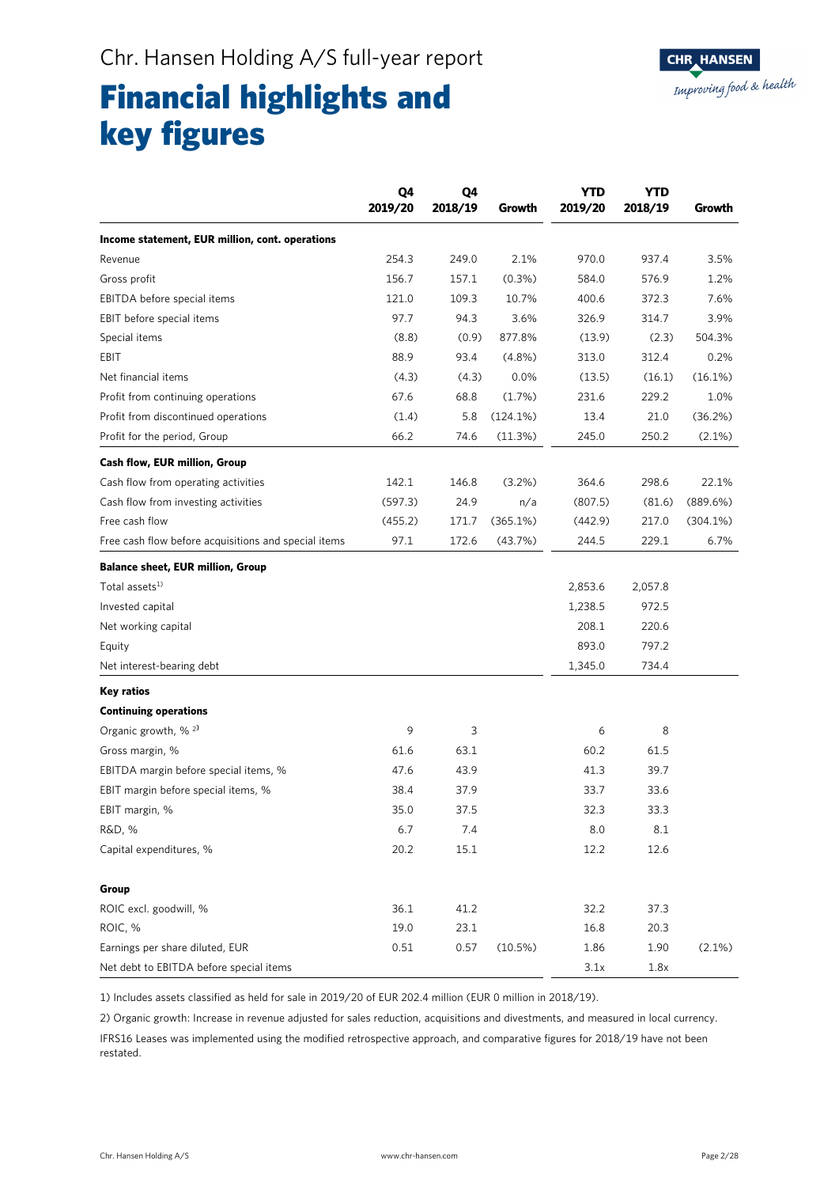# Financial highlights and key figures

|  | Q4 2019/20 | Q4 2018/19 | Growth | YTD 2019/20 | YTD 2018/19 | Growth |
|---|---|---|---|---|---|---|
| **Income statement, EUR million, cont. operations** |  |  |  |  |  |  |
| Revenue | 254.3 | 249.0 | 2.1% | 970.0 | 937.4 | 3.5% |
| Gross profit | 156.7 | 157.1 | (0.3%) | 584.0 | 576.9 | 1.2% |
| EBITDA before special items | 121.0 | 109.3 | 10.7% | 400.6 | 372.3 | 7.6% |
| EBIT before special items | 97.7 | 94.3 | 3.6% | 326.9 | 314.7 | 3.9% |
| Special items | (8.8) | (0.9) | 877.8% | (13.9) | (2.3) | 504.3% |
| EBIT | 88.9 | 93.4 | (4.8%) | 313.0 | 312.4 | 0.2% |
| Net financial items | (4.3) | (4.3) | 0.0% | (13.5) | (16.1) | (16.1%) |
| Profit from continuing operations | 67.6 | 68.8 | (1.7%) | 231.6 | 229.2 | 1.0% |
| Profit from discontinued operations | (1.4) | 5.8 | (124.1%) | 13.4 | 21.0 | (36.2%) |
| Profit for the period, Group | 66.2 | 74.6 | (11.3%) | 245.0 | 250.2 | (2.1%) |
| **Cash flow, EUR million, Group** |  |  |  |  |  |  |
| Cash flow from operating activities | 142.1 | 146.8 | (3.2%) | 364.6 | 298.6 | 22.1% |
| Cash flow from investing activities | (597.3) | 24.9 | n/a | (807.5) | (81.6) | (889.6%) |
| Free cash flow | (455.2) | 171.7 | (365.1%) | (442.9) | 217.0 | (304.1%) |
| Free cash flow before acquisitions and special items | 97.1 | 172.6 | (43.7%) | 244.5 | 229.1 | 6.7% |
| **Balance sheet, EUR million, Group** |  |  |  |  |  |  |
| Total assets[1] |  |  |  | 2,853.6 | 2,057.8 |  |
| Invested capital |  |  |  | 1,238.5 | 972.5 |  |
| Net working capital |  |  |  | 208.1 | 220.6 |  |
| Equity |  |  |  | 893.0 | 797.2 |  |
| Net interest-bearing debt |  |  |  | 1,345.0 | 734.4 |  |
| **Key ratios** |  |  |  |  |  |  |
| **Continuing operations** |  |  |  |  |  |  |
| Organic growth, % [2] | 9 | 3 |  | 6 | 8 |  |
| Gross margin, % | 61.6 | 63.1 |  | 60.2 | 61.5 |  |
| EBITDA margin before special items, % | 47.6 | 43.9 |  | 41.3 | 39.7 |  |
| EBIT margin before special items, % | 38.4 | 37.9 |  | 33.7 | 33.6 |  |
| EBIT margin, % | 35.0 | 37.5 |  | 32.3 | 33.3 |  |
| R&D, % | 6.7 | 7.4 |  | 8.0 | 8.1 |  |
| Capital expenditures, % | 20.2 | 15.1 |  | 12.2 | 12.6 |  |
| **Group** |  |  |  |  |  |  |
| ROIC excl. goodwill, % | 36.1 | 41.2 |  | 32.2 | 37.3 |  |
| ROIC, % | 19.0 | 23.1 |  | 16.8 | 20.3 |  |
| Earnings per share diluted, EUR | 0.51 | 0.57 | (10.5%) | 1.86 | 1.90 | (2.1%) |
| Net debt to EBITDA before special items |  |  |  | 3.1x | 1.8x |  |

1) Includes assets classified as held for sale in 2019/20 of EUR 202.4 million (EUR 0 million in 2018/19).

2) Organic growth: Increase in revenue adjusted for sales reduction, acquisitions and divestments, and measured in local currency.

IFRS16 Leases was implemented using the modified retrospective approach, and comparative figures for 2018/19 have not been restated.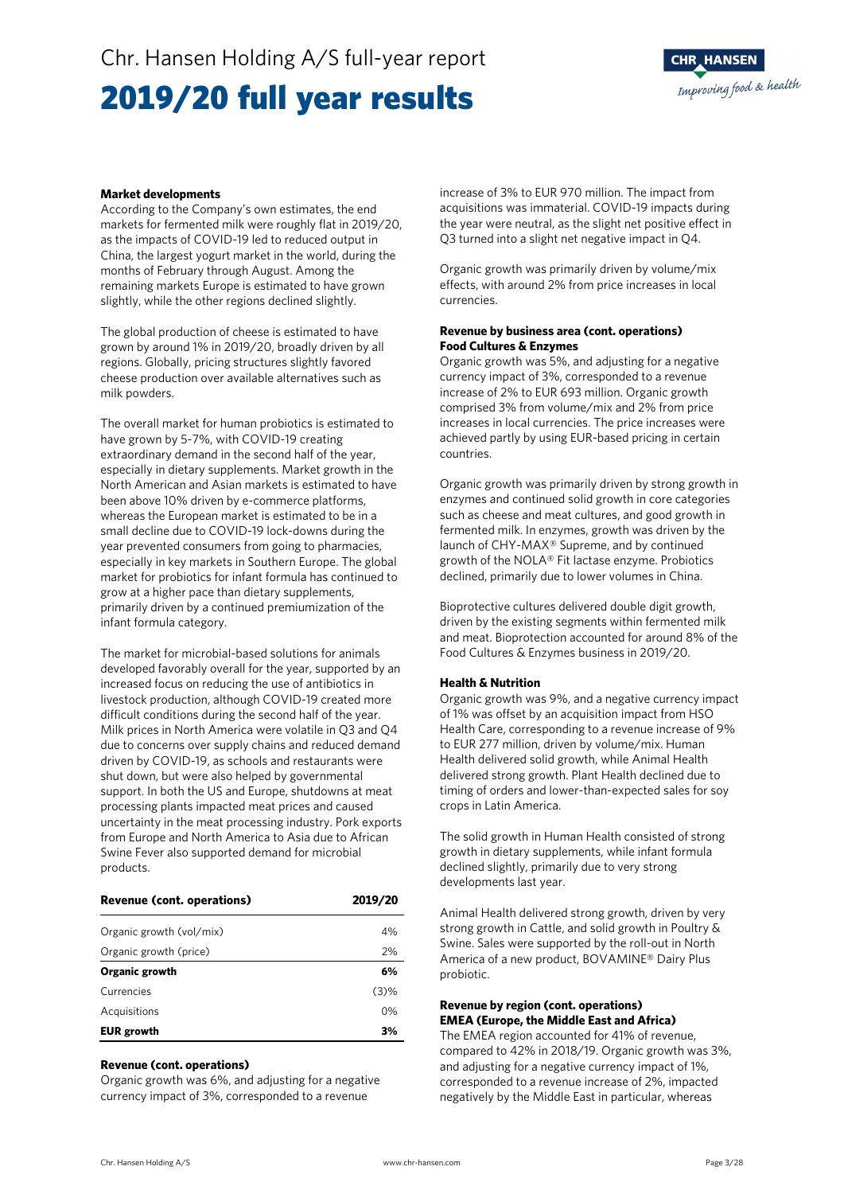## Market developments

According to the Company's own estimates, the end markets for fermented milk were roughly flat in 2019/20, as the impacts of COVID-19 led to reduced output in China, the largest yogurt market in the world, during the months of February through August. Among the remaining markets Europe is estimated to have grown slightly, while the other regions declined slightly.

The global production of cheese is estimated to have grown by around 1% in 2019/20, broadly driven by all regions. Globally, pricing structures slightly favored cheese production over available alternatives such as milk powders.

The overall market for human probiotics is estimated to have grown by 5-7%, with COVID-19 creating extraordinary demand in the second half of the year, especially in dietary supplements. Market growth in the North American and Asian markets is estimated to have been above 10% driven by e-commerce platforms, whereas the European market is estimated to be in a small decline due to COVID-19 lock-downs during the year prevented consumers from going to pharmacies, especially in key markets in Southern Europe. The global market for probiotics for infant formula has continued to grow at a higher pace than dietary supplements, primarily driven by a continued premiumization of the infant formula category.

The market for microbial-based solutions for animals developed favorably overall for the year, supported by an increased focus on reducing the use of antibiotics in livestock production, although COVID-19 created more difficult conditions during the second half of the year. Milk prices in North America were volatile in Q3 and Q4 due to concerns over supply chains and reduced demand driven by COVID-19, as schools and restaurants were shut down, but were also helped by governmental support. In both the US and Europe, shutdowns at meat processing plants impacted meat prices and caused uncertainty in the meat processing industry. Pork exports from Europe and North America to Asia due to African Swine Fever also supported demand for microbial products.

| Revenue (cont. operations) | 2019/20 |
|---|---|
| Organic growth (vol/mix) | 4% |
| Organic growth (price) | 2% |
| **Organic growth** | **6%** |
| Currencies | (3)% |
| Acquisitions | 0% |
| **EUR growth** | **3%** |

## Revenue (cont. operations)

Organic growth was 6%, and adjusting for a negative currency impact of 3%, corresponded to a revenue increase of 3% to EUR 970 million. The impact from acquisitions was immaterial. COVID-19 impacts during the year were neutral, as the slight net positive effect in Q3 turned into a slight net negative impact in Q4.

Organic growth was primarily driven by volume/mix effects, with around 2% from price increases in local currencies.

## Revenue by business area (cont. operations)

### Food Cultures & Enzymes

Organic growth was 5%, and adjusting for a negative currency impact of 3%, corresponded to a revenue increase of 2% to EUR 693 million. Organic growth comprised 3% from volume/mix and 2% from price increases in local currencies. The price increases were achieved partly by using EUR-based pricing in certain countries.

Organic growth was primarily driven by strong growth in enzymes and continued solid growth in core categories such as cheese and meat cultures, and good growth in fermented milk. In enzymes, growth was driven by the launch of CHY-MAX® Supreme, and by continued growth of the NOLA® Fit lactase enzyme. Probiotics declined, primarily due to lower volumes in China.

Bioprotective cultures delivered double digit growth, driven by the existing segments within fermented milk and meat. Bioprotection accounted for around 8% of the Food Cultures & Enzymes business in 2019/20.

### Health & Nutrition

Organic growth was 9%, and a negative currency impact of 1% was offset by an acquisition impact from HSO Health Care, corresponding to a revenue increase of 9% to EUR 277 million, driven by volume/mix. Human Health delivered solid growth, while Animal Health delivered strong growth. Plant Health declined due to timing of orders and lower-than-expected sales for soy crops in Latin America.

The solid growth in Human Health consisted of strong growth in dietary supplements, while infant formula declined slightly, primarily due to very strong developments last year.

Animal Health delivered strong growth, driven by very strong growth in Cattle, and solid growth in Poultry & Swine. Sales were supported by the roll-out in North America of a new product, BOVAMINE® Dairy Plus probiotic.

## Revenue by region (cont. operations)

### EMEA (Europe, the Middle East and Africa)

The EMEA region accounted for 41% of revenue, compared to 42% in 2018/19. Organic growth was 3%, and adjusting for a negative currency impact of 1%, corresponded to a revenue increase of 2%, impacted negatively by the Middle East in particular, whereas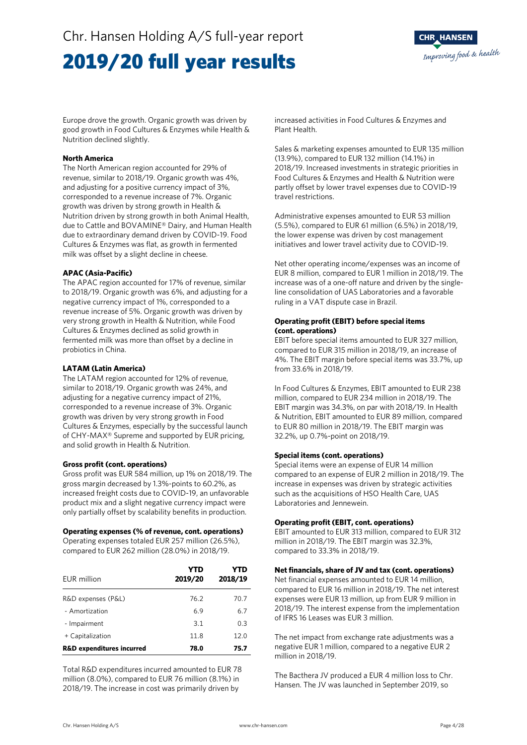Europe drove the growth. Organic growth was driven by good growth in Food Cultures & Enzymes while Health & Nutrition declined slightly.

**North America**

The North American region accounted for 29% of revenue, similar to 2018/19. Organic growth was 4%, and adjusting for a positive currency impact of 3%, corresponded to a revenue increase of 7%. Organic growth was driven by strong growth in Health & Nutrition driven by strong growth in both Animal Health, due to Cattle and BOVAMINE® Dairy, and Human Health due to extraordinary demand driven by COVID-19. Food Cultures & Enzymes was flat, as growth in fermented milk was offset by a slight decline in cheese.

**APAC (Asia-Pacific)**

The APAC region accounted for 17% of revenue, similar to 2018/19. Organic growth was 6%, and adjusting for a negative currency impact of 1%, corresponded to a revenue increase of 5%. Organic growth was driven by very strong growth in Health & Nutrition, while Food Cultures & Enzymes declined as solid growth in fermented milk was more than offset by a decline in probiotics in China.

**LATAM (Latin America)**

The LATAM region accounted for 12% of revenue, similar to 2018/19. Organic growth was 24%, and adjusting for a negative currency impact of 21%, corresponded to a revenue increase of 3%. Organic growth was driven by very strong growth in Food Cultures & Enzymes, especially by the successful launch of CHY-MAX® Supreme and supported by EUR pricing, and solid growth in Health & Nutrition.

**Gross profit (cont. operations)**

Gross profit was EUR 584 million, up 1% on 2018/19. The gross margin decreased by 1.3%-points to 60.2%, as increased freight costs due to COVID-19, an unfavorable product mix and a slight negative currency impact were only partially offset by scalability benefits in production.

**Operating expenses (% of revenue, cont. operations)**

Operating expenses totaled EUR 257 million (26.5%), compared to EUR 262 million (28.0%) in 2018/19.

| EUR million | YTD 2019/20 | YTD 2018/19 |
|---|---|---|
| R&D expenses (P&L) | 76.2 | 70.7 |
| - Amortization | 6.9 | 6.7 |
| - Impairment | 3.1 | 0.3 |
| + Capitalization | 11.8 | 12.0 |
| **R&D expenditures incurred** | **78.0** | **75.7** |

Total R&D expenditures incurred amounted to EUR 78 million (8.0%), compared to EUR 76 million (8.1%) in 2018/19. The increase in cost was primarily driven by increased activities in Food Cultures & Enzymes and Plant Health.

Sales & marketing expenses amounted to EUR 135 million (13.9%), compared to EUR 132 million (14.1%) in 2018/19. Increased investments in strategic priorities in Food Cultures & Enzymes and Health & Nutrition were partly offset by lower travel expenses due to COVID-19 travel restrictions.

Administrative expenses amounted to EUR 53 million (5.5%), compared to EUR 61 million (6.5%) in 2018/19, the lower expense was driven by cost management initiatives and lower travel activity due to COVID-19.

Net other operating income/expenses was an income of EUR 8 million, compared to EUR 1 million in 2018/19. The increase was of a one-off nature and driven by the single-line consolidation of UAS Laboratories and a favorable ruling in a VAT dispute case in Brazil.

**Operating profit (EBIT) before special items (cont. operations)**

EBIT before special items amounted to EUR 327 million, compared to EUR 315 million in 2018/19, an increase of 4%. The EBIT margin before special items was 33.7%, up from 33.6% in 2018/19.

In Food Cultures & Enzymes, EBIT amounted to EUR 238 million, compared to EUR 234 million in 2018/19. The EBIT margin was 34.3%, on par with 2018/19. In Health & Nutrition, EBIT amounted to EUR 89 million, compared to EUR 80 million in 2018/19. The EBIT margin was 32.2%, up 0.7%-point on 2018/19.

**Special items (cont. operations)**

Special items were an expense of EUR 14 million compared to an expense of EUR 2 million in 2018/19. The increase in expenses was driven by strategic activities such as the acquisitions of HSO Health Care, UAS Laboratories and Jennewein.

**Operating profit (EBIT, cont. operations)**

EBIT amounted to EUR 313 million, compared to EUR 312 million in 2018/19. The EBIT margin was 32.3%, compared to 33.3% in 2018/19.

**Net financials, share of JV and tax (cont. operations)**

Net financial expenses amounted to EUR 14 million, compared to EUR 16 million in 2018/19. The net interest expenses were EUR 13 million, up from EUR 9 million in 2018/19. The interest expense from the implementation of IFRS 16 Leases was EUR 3 million.

The net impact from exchange rate adjustments was a negative EUR 1 million, compared to a negative EUR 2 million in 2018/19.

The Bacthera JV produced a EUR 4 million loss to Chr. Hansen. The JV was launched in September 2019, so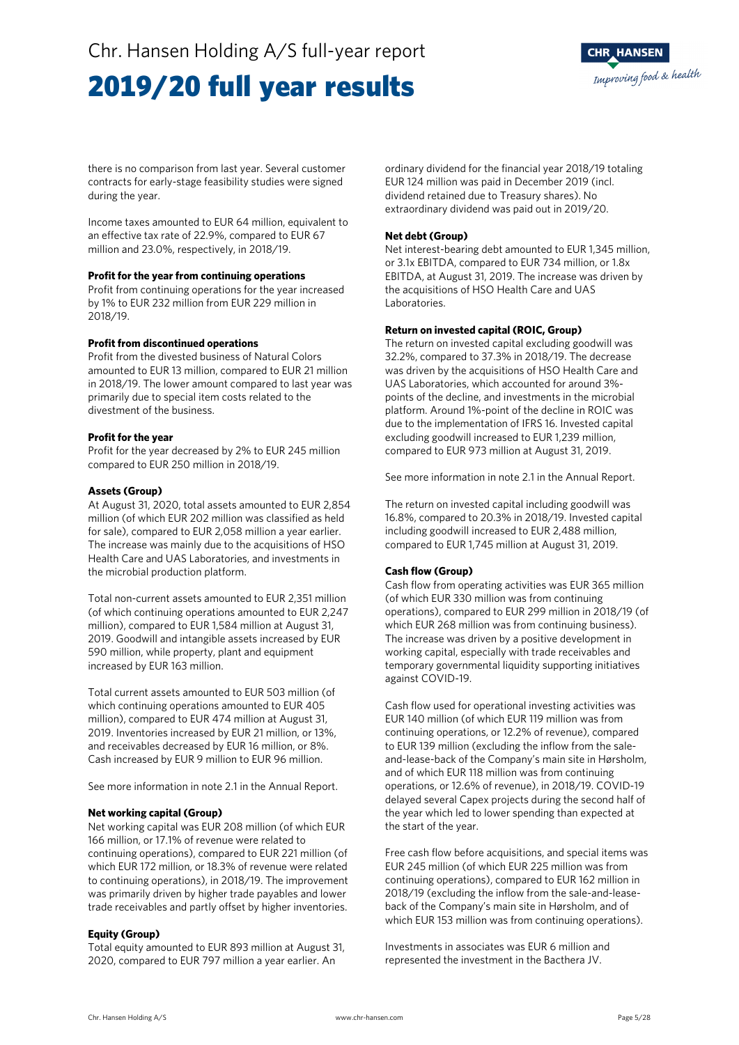there is no comparison from last year. Several customer contracts for early-stage feasibility studies were signed during the year.

Income taxes amounted to EUR 64 million, equivalent to an effective tax rate of 22.9%, compared to EUR 67 million and 23.0%, respectively, in 2018/19.

**Profit for the year from continuing operations**

Profit from continuing operations for the year increased by 1% to EUR 232 million from EUR 229 million in 2018/19.

**Profit from discontinued operations**

Profit from the divested business of Natural Colors amounted to EUR 13 million, compared to EUR 21 million in 2018/19. The lower amount compared to last year was primarily due to special item costs related to the divestment of the business.

**Profit for the year**

Profit for the year decreased by 2% to EUR 245 million compared to EUR 250 million in 2018/19.

**Assets (Group)**

At August 31, 2020, total assets amounted to EUR 2,854 million (of which EUR 202 million was classified as held for sale), compared to EUR 2,058 million a year earlier. The increase was mainly due to the acquisitions of HSO Health Care and UAS Laboratories, and investments in the microbial production platform.

Total non-current assets amounted to EUR 2,351 million (of which continuing operations amounted to EUR 2,247 million), compared to EUR 1,584 million at August 31, 2019. Goodwill and intangible assets increased by EUR 590 million, while property, plant and equipment increased by EUR 163 million.

Total current assets amounted to EUR 503 million (of which continuing operations amounted to EUR 405 million), compared to EUR 474 million at August 31, 2019. Inventories increased by EUR 21 million, or 13%, and receivables decreased by EUR 16 million, or 8%. Cash increased by EUR 9 million to EUR 96 million.

See more information in note 2.1 in the Annual Report.

**Net working capital (Group)**

Net working capital was EUR 208 million (of which EUR 166 million, or 17.1% of revenue were related to continuing operations), compared to EUR 221 million (of which EUR 172 million, or 18.3% of revenue were related to continuing operations), in 2018/19. The improvement was primarily driven by higher trade payables and lower trade receivables and partly offset by higher inventories.

**Equity (Group)**

Total equity amounted to EUR 893 million at August 31, 2020, compared to EUR 797 million a year earlier. An ordinary dividend for the financial year 2018/19 totaling EUR 124 million was paid in December 2019 (incl. dividend retained due to Treasury shares). No extraordinary dividend was paid out in 2019/20.

**Net debt (Group)**

Net interest-bearing debt amounted to EUR 1,345 million, or 3.1x EBITDA, compared to EUR 734 million, or 1.8x EBITDA, at August 31, 2019. The increase was driven by the acquisitions of HSO Health Care and UAS Laboratories.

**Return on invested capital (ROIC, Group)**

The return on invested capital excluding goodwill was 32.2%, compared to 37.3% in 2018/19. The decrease was driven by the acquisitions of HSO Health Care and UAS Laboratories, which accounted for around 3%-points of the decline, and investments in the microbial platform. Around 1%-point of the decline in ROIC was due to the implementation of IFRS 16. Invested capital excluding goodwill increased to EUR 1,239 million, compared to EUR 973 million at August 31, 2019.

See more information in note 2.1 in the Annual Report.

The return on invested capital including goodwill was 16.8%, compared to 20.3% in 2018/19. Invested capital including goodwill increased to EUR 2,488 million, compared to EUR 1,745 million at August 31, 2019.

**Cash flow (Group)**

Cash flow from operating activities was EUR 365 million (of which EUR 330 million was from continuing operations), compared to EUR 299 million in 2018/19 (of which EUR 268 million was from continuing business). The increase was driven by a positive development in working capital, especially with trade receivables and temporary governmental liquidity supporting initiatives against COVID-19.

Cash flow used for operational investing activities was EUR 140 million (of which EUR 119 million was from continuing operations, or 12.2% of revenue), compared to EUR 139 million (excluding the inflow from the sale-and-lease-back of the Company's main site in Hørsholm, and of which EUR 118 million was from continuing operations, or 12.6% of revenue), in 2018/19. COVID-19 delayed several Capex projects during the second half of the year which led to lower spending than expected at the start of the year.

Free cash flow before acquisitions, and special items was EUR 245 million (of which EUR 225 million was from continuing operations), compared to EUR 162 million in 2018/19 (excluding the inflow from the sale-and-lease-back of the Company's main site in Hørsholm, and of which EUR 153 million was from continuing operations).

Investments in associates was EUR 6 million and represented the investment in the Bacthera JV.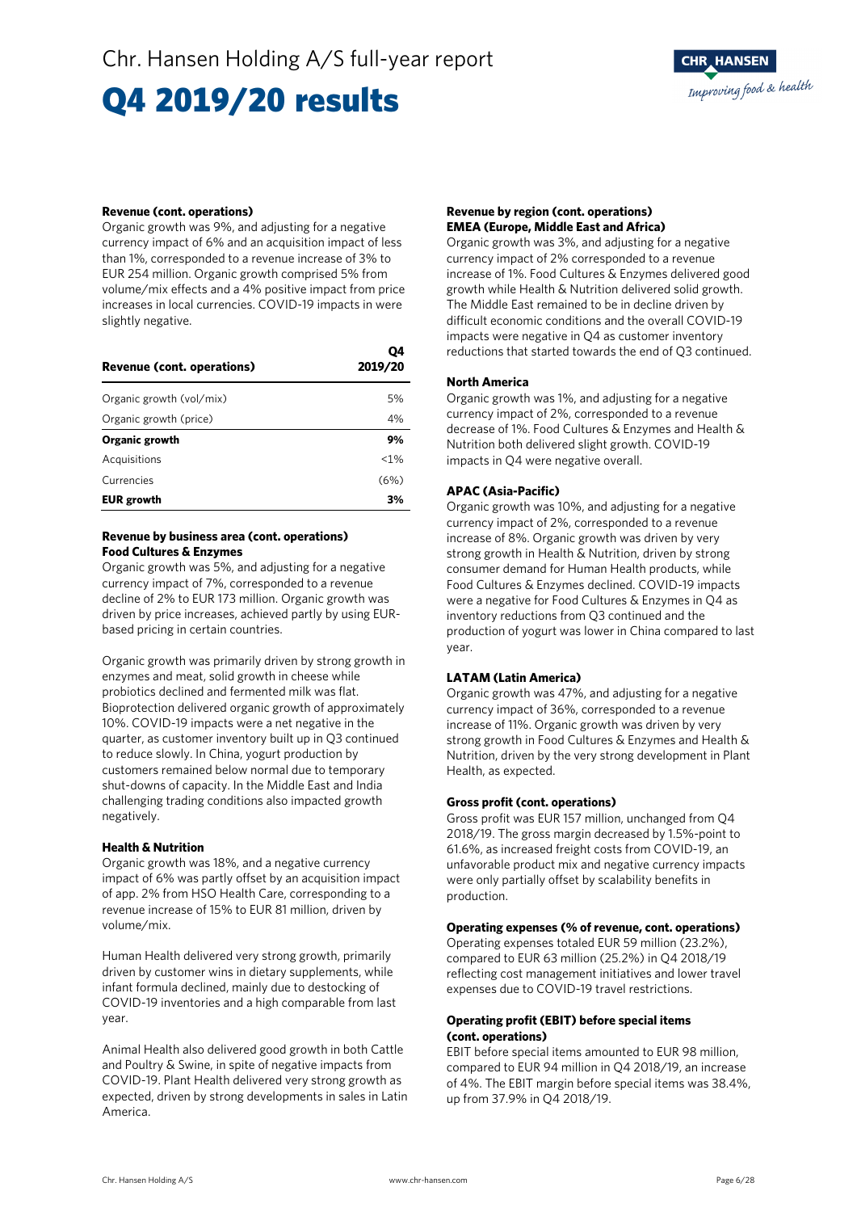# Chr. Hansen Holding A/S full-year report

# Q4 2019/20 results

**Revenue (cont. operations)**

Organic growth was 9%, and adjusting for a negative currency impact of 6% and an acquisition impact of less than 1%, corresponded to a revenue increase of 3% to EUR 254 million. Organic growth comprised 5% from volume/mix effects and a 4% positive impact from price increases in local currencies. COVID-19 impacts in were slightly negative.

| Revenue (cont. operations) | Q4 2019/20 |
|---|---|
| Organic growth (vol/mix) | 5% |
| Organic growth (price) | 4% |
| **Organic growth** | **9%** |
| Acquisitions | <1% |
| Currencies | (6%) |
| **EUR growth** | **3%** |

**Revenue by business area (cont. operations)**
**Food Cultures & Enzymes**

Organic growth was 5%, and adjusting for a negative currency impact of 7%, corresponded to a revenue decline of 2% to EUR 173 million. Organic growth was driven by price increases, achieved partly by using EUR-based pricing in certain countries.

Organic growth was primarily driven by strong growth in enzymes and meat, solid growth in cheese while probiotics declined and fermented milk was flat. Bioprotection delivered organic growth of approximately 10%. COVID-19 impacts were a net negative in the quarter, as customer inventory built up in Q3 continued to reduce slowly. In China, yogurt production by customers remained below normal due to temporary shut-downs of capacity. In the Middle East and India challenging trading conditions also impacted growth negatively.

**Health & Nutrition**

Organic growth was 18%, and a negative currency impact of 6% was partly offset by an acquisition impact of app. 2% from HSO Health Care, corresponding to a revenue increase of 15% to EUR 81 million, driven by volume/mix.

Human Health delivered very strong growth, primarily driven by customer wins in dietary supplements, while infant formula declined, mainly due to destocking of COVID-19 inventories and a high comparable from last year.

Animal Health also delivered good growth in both Cattle and Poultry & Swine, in spite of negative impacts from COVID-19. Plant Health delivered very strong growth as expected, driven by strong developments in sales in Latin America.

**Revenue by region (cont. operations)**
**EMEA (Europe, Middle East and Africa)**

Organic growth was 3%, and adjusting for a negative currency impact of 2% corresponded to a revenue increase of 1%. Food Cultures & Enzymes delivered good growth while Health & Nutrition delivered solid growth. The Middle East remained to be in decline driven by difficult economic conditions and the overall COVID-19 impacts were negative in Q4 as customer inventory reductions that started towards the end of Q3 continued.

**North America**

Organic growth was 1%, and adjusting for a negative currency impact of 2%, corresponded to a revenue decrease of 1%. Food Cultures & Enzymes and Health & Nutrition both delivered slight growth. COVID-19 impacts in Q4 were negative overall.

**APAC (Asia-Pacific)**

Organic growth was 10%, and adjusting for a negative currency impact of 2%, corresponded to a revenue increase of 8%. Organic growth was driven by very strong growth in Health & Nutrition, driven by strong consumer demand for Human Health products, while Food Cultures & Enzymes declined. COVID-19 impacts were a negative for Food Cultures & Enzymes in Q4 as inventory reductions from Q3 continued and the production of yogurt was lower in China compared to last year.

**LATAM (Latin America)**

Organic growth was 47%, and adjusting for a negative currency impact of 36%, corresponded to a revenue increase of 11%. Organic growth was driven by very strong growth in Food Cultures & Enzymes and Health & Nutrition, driven by the very strong development in Plant Health, as expected.

**Gross profit (cont. operations)**

Gross profit was EUR 157 million, unchanged from Q4 2018/19. The gross margin decreased by 1.5%-point to 61.6%, as increased freight costs from COVID-19, an unfavorable product mix and negative currency impacts were only partially offset by scalability benefits in production.

**Operating expenses (% of revenue, cont. operations)**

Operating expenses totaled EUR 59 million (23.2%), compared to EUR 63 million (25.2%) in Q4 2018/19 reflecting cost management initiatives and lower travel expenses due to COVID-19 travel restrictions.

**Operating profit (EBIT) before special items (cont. operations)**

EBIT before special items amounted to EUR 98 million, compared to EUR 94 million in Q4 2018/19, an increase of 4%. The EBIT margin before special items was 38.4%, up from 37.9% in Q4 2018/19.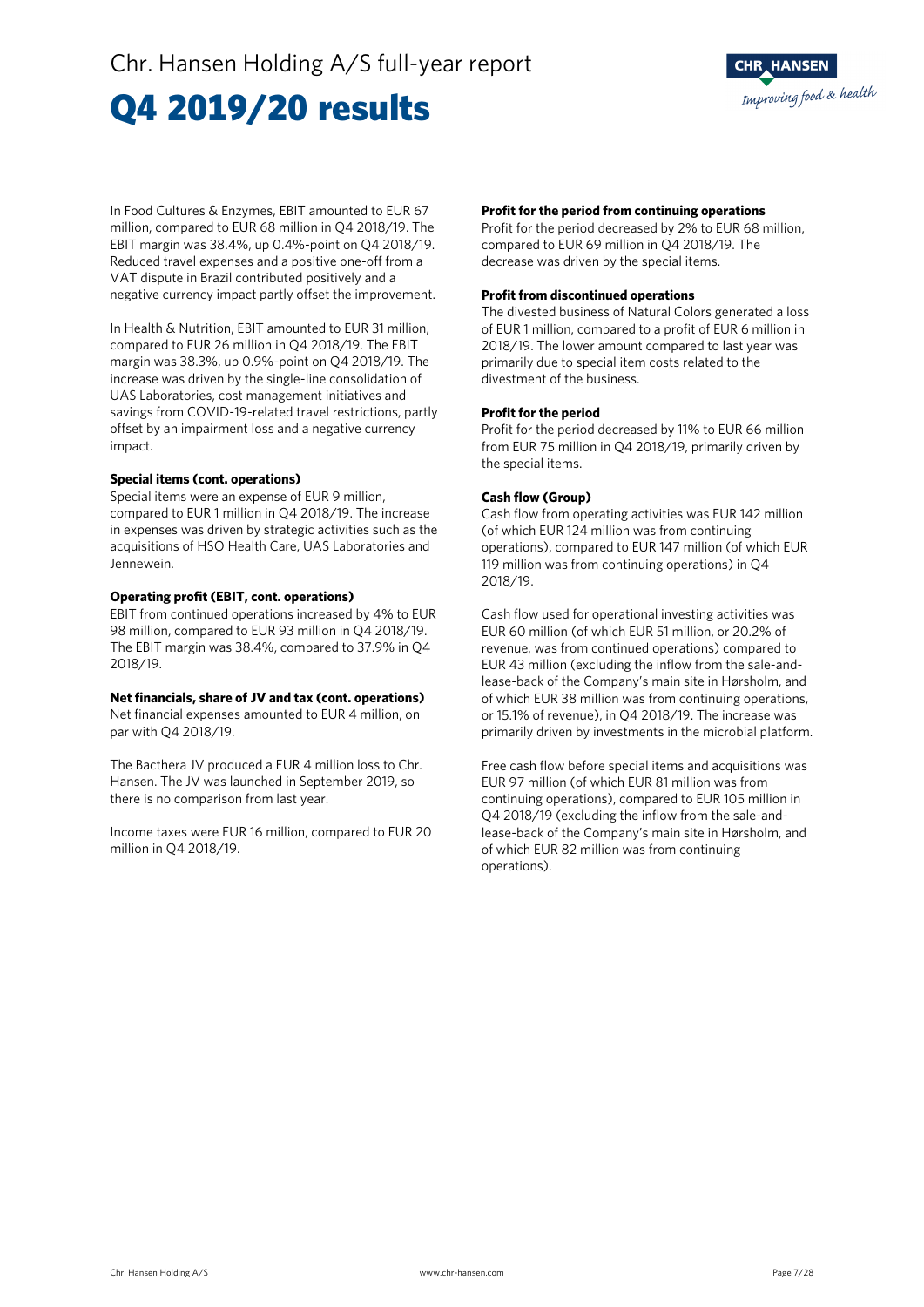# Q4 2019/20 results

In Food Cultures & Enzymes, EBIT amounted to EUR 67 million, compared to EUR 68 million in Q4 2018/19. The EBIT margin was 38.4%, up 0.4%-point on Q4 2018/19. Reduced travel expenses and a positive one-off from a VAT dispute in Brazil contributed positively and a negative currency impact partly offset the improvement.

In Health & Nutrition, EBIT amounted to EUR 31 million, compared to EUR 26 million in Q4 2018/19. The EBIT margin was 38.3%, up 0.9%-point on Q4 2018/19. The increase was driven by the single-line consolidation of UAS Laboratories, cost management initiatives and savings from COVID-19-related travel restrictions, partly offset by an impairment loss and a negative currency impact.

**Special items (cont. operations)**

Special items were an expense of EUR 9 million, compared to EUR 1 million in Q4 2018/19. The increase in expenses was driven by strategic activities such as the acquisitions of HSO Health Care, UAS Laboratories and Jennewein.

**Operating profit (EBIT, cont. operations)**

EBIT from continued operations increased by 4% to EUR 98 million, compared to EUR 93 million in Q4 2018/19. The EBIT margin was 38.4%, compared to 37.9% in Q4 2018/19.

**Net financials, share of JV and tax (cont. operations)**

Net financial expenses amounted to EUR 4 million, on par with Q4 2018/19.

The Bacthera JV produced a EUR 4 million loss to Chr. Hansen. The JV was launched in September 2019, so there is no comparison from last year.

Income taxes were EUR 16 million, compared to EUR 20 million in Q4 2018/19.

**Profit for the period from continuing operations**

Profit for the period decreased by 2% to EUR 68 million, compared to EUR 69 million in Q4 2018/19. The decrease was driven by the special items.

**Profit from discontinued operations**

The divested business of Natural Colors generated a loss of EUR 1 million, compared to a profit of EUR 6 million in 2018/19. The lower amount compared to last year was primarily due to special item costs related to the divestment of the business.

**Profit for the period**

Profit for the period decreased by 11% to EUR 66 million from EUR 75 million in Q4 2018/19, primarily driven by the special items.

**Cash flow (Group)**

Cash flow from operating activities was EUR 142 million (of which EUR 124 million was from continuing operations), compared to EUR 147 million (of which EUR 119 million was from continuing operations) in Q4 2018/19.

Cash flow used for operational investing activities was EUR 60 million (of which EUR 51 million, or 20.2% of revenue, was from continued operations) compared to EUR 43 million (excluding the inflow from the sale-and-lease-back of the Company's main site in Hørsholm, and of which EUR 38 million was from continuing operations, or 15.1% of revenue), in Q4 2018/19. The increase was primarily driven by investments in the microbial platform.

Free cash flow before special items and acquisitions was EUR 97 million (of which EUR 81 million was from continuing operations), compared to EUR 105 million in Q4 2018/19 (excluding the inflow from the sale-and-lease-back of the Company's main site in Hørsholm, and of which EUR 82 million was from continuing operations).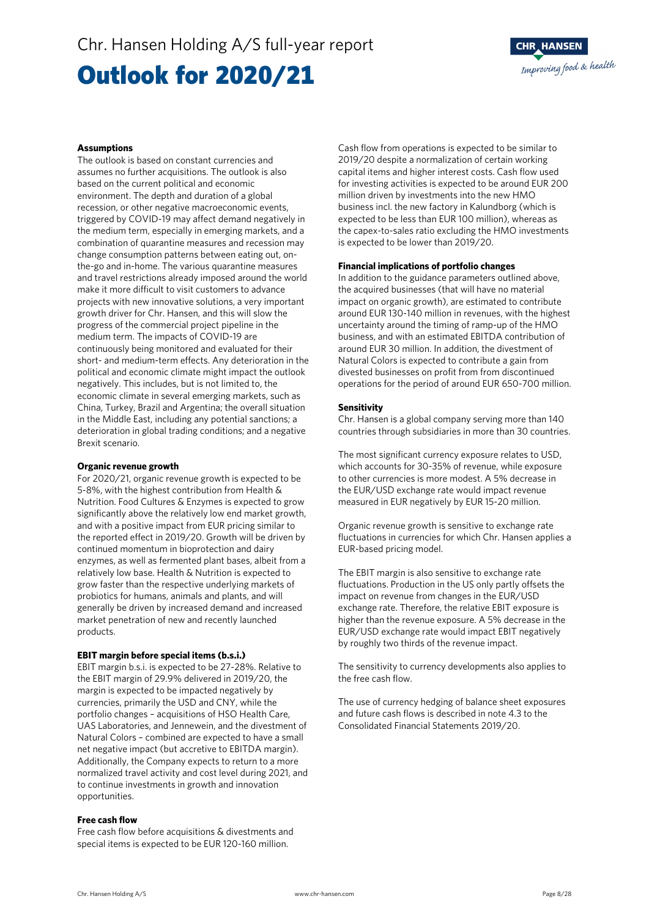# Outlook for 2020/21

**Assumptions**

The outlook is based on constant currencies and assumes no further acquisitions. The outlook is also based on the current political and economic environment. The depth and duration of a global recession, or other negative macroeconomic events, triggered by COVID-19 may affect demand negatively in the medium term, especially in emerging markets, and a combination of quarantine measures and recession may change consumption patterns between eating out, on-the-go and in-home. The various quarantine measures and travel restrictions already imposed around the world make it more difficult to visit customers to advance projects with new innovative solutions, a very important growth driver for Chr. Hansen, and this will slow the progress of the commercial project pipeline in the medium term. The impacts of COVID-19 are continuously being monitored and evaluated for their short- and medium-term effects. Any deterioration in the political and economic climate might impact the outlook negatively. This includes, but is not limited to, the economic climate in several emerging markets, such as China, Turkey, Brazil and Argentina; the overall situation in the Middle East, including any potential sanctions; a deterioration in global trading conditions; and a negative Brexit scenario.

**Organic revenue growth**

For 2020/21, organic revenue growth is expected to be 5-8%, with the highest contribution from Health & Nutrition. Food Cultures & Enzymes is expected to grow significantly above the relatively low end market growth, and with a positive impact from EUR pricing similar to the reported effect in 2019/20. Growth will be driven by continued momentum in bioprotection and dairy enzymes, as well as fermented plant bases, albeit from a relatively low base. Health & Nutrition is expected to grow faster than the respective underlying markets of probiotics for humans, animals and plants, and will generally be driven by increased demand and increased market penetration of new and recently launched products.

**EBIT margin before special items (b.s.i.)**

EBIT margin b.s.i. is expected to be 27-28%. Relative to the EBIT margin of 29.9% delivered in 2019/20, the margin is expected to be impacted negatively by currencies, primarily the USD and CNY, while the portfolio changes – acquisitions of HSO Health Care, UAS Laboratories, and Jennewein, and the divestment of Natural Colors – combined are expected to have a small net negative impact (but accretive to EBITDA margin). Additionally, the Company expects to return to a more normalized travel activity and cost level during 2021, and to continue investments in growth and innovation opportunities.

**Free cash flow**

Free cash flow before acquisitions & divestments and special items is expected to be EUR 120-160 million.

Cash flow from operations is expected to be similar to 2019/20 despite a normalization of certain working capital items and higher interest costs. Cash flow used for investing activities is expected to be around EUR 200 million driven by investments into the new HMO business incl. the new factory in Kalundborg (which is expected to be less than EUR 100 million), whereas as the capex-to-sales ratio excluding the HMO investments is expected to be lower than 2019/20.

**Financial implications of portfolio changes**

In addition to the guidance parameters outlined above, the acquired businesses (that will have no material impact on organic growth), are estimated to contribute around EUR 130-140 million in revenues, with the highest uncertainty around the timing of ramp-up of the HMO business, and with an estimated EBITDA contribution of around EUR 30 million. In addition, the divestment of Natural Colors is expected to contribute a gain from divested businesses on profit from from discontinued operations for the period of around EUR 650-700 million.

**Sensitivity**

Chr. Hansen is a global company serving more than 140 countries through subsidiaries in more than 30 countries.

The most significant currency exposure relates to USD, which accounts for 30-35% of revenue, while exposure to other currencies is more modest. A 5% decrease in the EUR/USD exchange rate would impact revenue measured in EUR negatively by EUR 15-20 million.

Organic revenue growth is sensitive to exchange rate fluctuations in currencies for which Chr. Hansen applies a EUR-based pricing model.

The EBIT margin is also sensitive to exchange rate fluctuations. Production in the US only partly offsets the impact on revenue from changes in the EUR/USD exchange rate. Therefore, the relative EBIT exposure is higher than the revenue exposure. A 5% decrease in the EUR/USD exchange rate would impact EBIT negatively by roughly two thirds of the revenue impact.

The sensitivity to currency developments also applies to the free cash flow.

The use of currency hedging of balance sheet exposures and future cash flows is described in note 4.3 to the Consolidated Financial Statements 2019/20.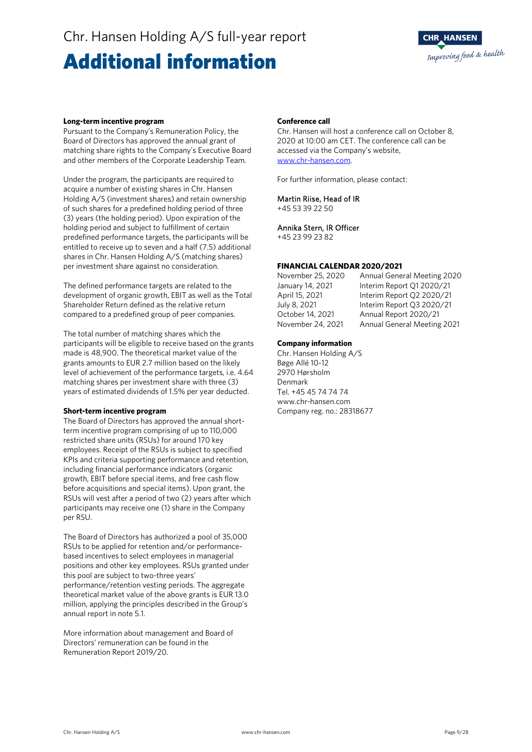# Additional information

### Long-term incentive program

Pursuant to the Company's Remuneration Policy, the Board of Directors has approved the annual grant of matching share rights to the Company's Executive Board and other members of the Corporate Leadership Team.

Under the program, the participants are required to acquire a number of existing shares in Chr. Hansen Holding A/S (investment shares) and retain ownership of such shares for a predefined holding period of three (3) years (the holding period). Upon expiration of the holding period and subject to fulfillment of certain predefined performance targets, the participants will be entitled to receive up to seven and a half (7.5) additional shares in Chr. Hansen Holding A/S (matching shares) per investment share against no consideration.

The defined performance targets are related to the development of organic growth, EBIT as well as the Total Shareholder Return defined as the relative return compared to a predefined group of peer companies.

The total number of matching shares which the participants will be eligible to receive based on the grants made is 48,900. The theoretical market value of the grants amounts to EUR 2.7 million based on the likely level of achievement of the performance targets, i.e. 4.64 matching shares per investment share with three (3) years of estimated dividends of 1.5% per year deducted.

### Short-term incentive program

The Board of Directors has approved the annual short-term incentive program comprising of up to 110,000 restricted share units (RSUs) for around 170 key employees. Receipt of the RSUs is subject to specified KPIs and criteria supporting performance and retention, including financial performance indicators (organic growth, EBIT before special items, and free cash flow before acquisitions and special items). Upon grant, the RSUs will vest after a period of two (2) years after which participants may receive one (1) share in the Company per RSU.

The Board of Directors has authorized a pool of 35,000 RSUs to be applied for retention and/or performance-based incentives to select employees in managerial positions and other key employees. RSUs granted under this pool are subject to two-three years' performance/retention vesting periods. The aggregate theoretical market value of the above grants is EUR 13.0 million, applying the principles described in the Group's annual report in note 5.1.

More information about management and Board of Directors' remuneration can be found in the Remuneration Report 2019/20.

### Conference call

Chr. Hansen will host a conference call on October 8, 2020 at 10:00 am CET. The conference call can be accessed via the Company's website, www.chr-hansen.com.

For further information, please contact:

Martin Riise, Head of IR
+45 53 39 22 50

Annika Stern, IR Officer
+45 23 99 23 82

### FINANCIAL CALENDAR 2020/2021

| | |
|---|---|
| November 25, 2020 | Annual General Meeting 2020 |
| January 14, 2021 | Interim Report Q1 2020/21 |
| April 15, 2021 | Interim Report Q2 2020/21 |
| July 8, 2021 | Interim Report Q3 2020/21 |
| October 14, 2021 | Annual Report 2020/21 |
| November 24, 2021 | Annual General Meeting 2021 |

### Company information

Chr. Hansen Holding A/S
Bøge Allé 10-12
2970 Hørsholm
Denmark
Tel. +45 45 74 74 74
www.chr-hansen.com
Company reg. no.: 28318677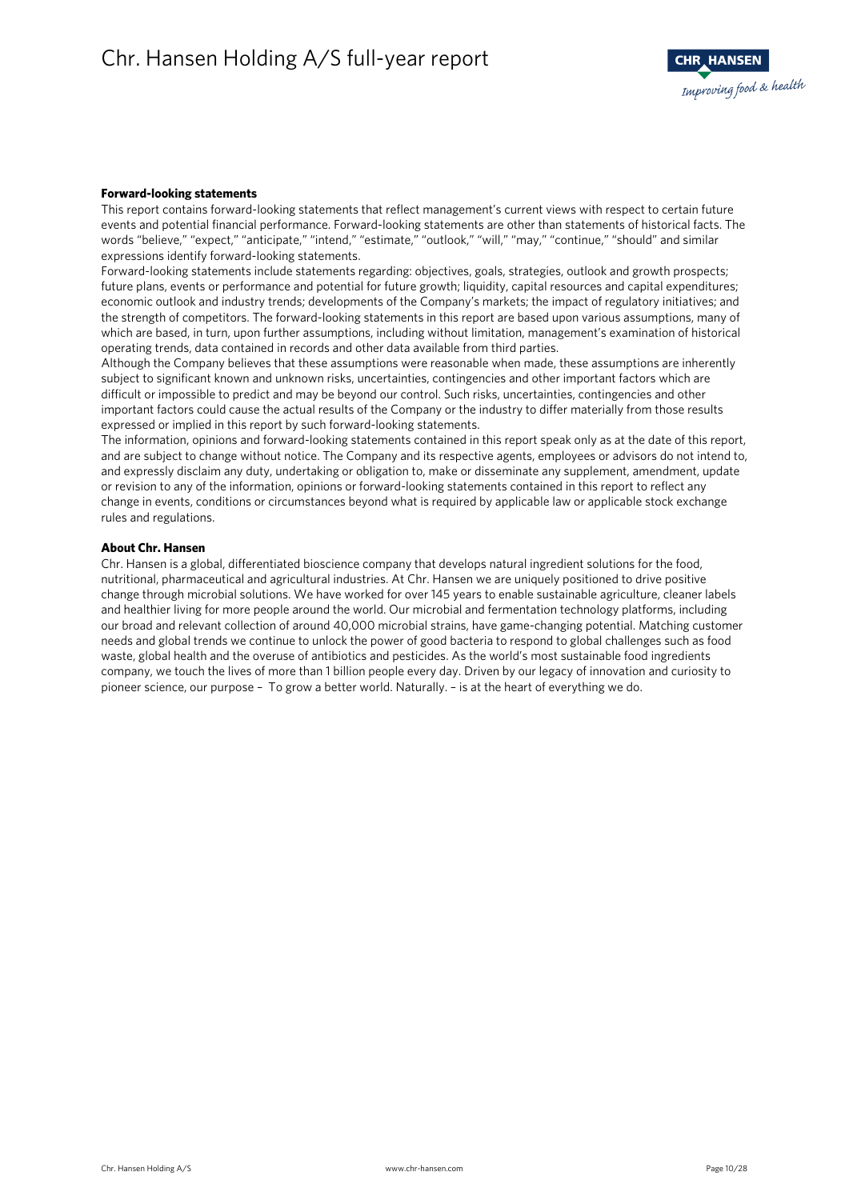**Forward-looking statements**

This report contains forward-looking statements that reflect management's current views with respect to certain future events and potential financial performance. Forward-looking statements are other than statements of historical facts. The words "believe," "expect," "anticipate," "intend," "estimate," "outlook," "will," "may," "continue," "should" and similar expressions identify forward-looking statements.

Forward-looking statements include statements regarding: objectives, goals, strategies, outlook and growth prospects; future plans, events or performance and potential for future growth; liquidity, capital resources and capital expenditures; economic outlook and industry trends; developments of the Company's markets; the impact of regulatory initiatives; and the strength of competitors. The forward-looking statements in this report are based upon various assumptions, many of which are based, in turn, upon further assumptions, including without limitation, management's examination of historical operating trends, data contained in records and other data available from third parties.

Although the Company believes that these assumptions were reasonable when made, these assumptions are inherently subject to significant known and unknown risks, uncertainties, contingencies and other important factors which are difficult or impossible to predict and may be beyond our control. Such risks, uncertainties, contingencies and other important factors could cause the actual results of the Company or the industry to differ materially from those results expressed or implied in this report by such forward-looking statements.

The information, opinions and forward-looking statements contained in this report speak only as at the date of this report, and are subject to change without notice. The Company and its respective agents, employees or advisors do not intend to, and expressly disclaim any duty, undertaking or obligation to, make or disseminate any supplement, amendment, update or revision to any of the information, opinions or forward-looking statements contained in this report to reflect any change in events, conditions or circumstances beyond what is required by applicable law or applicable stock exchange rules and regulations.

**About Chr. Hansen**

Chr. Hansen is a global, differentiated bioscience company that develops natural ingredient solutions for the food, nutritional, pharmaceutical and agricultural industries. At Chr. Hansen we are uniquely positioned to drive positive change through microbial solutions. We have worked for over 145 years to enable sustainable agriculture, cleaner labels and healthier living for more people around the world. Our microbial and fermentation technology platforms, including our broad and relevant collection of around 40,000 microbial strains, have game-changing potential. Matching customer needs and global trends we continue to unlock the power of good bacteria to respond to global challenges such as food waste, global health and the overuse of antibiotics and pesticides. As the world's most sustainable food ingredients company, we touch the lives of more than 1 billion people every day. Driven by our legacy of innovation and curiosity to pioneer science, our purpose – To grow a better world. Naturally. – is at the heart of everything we do.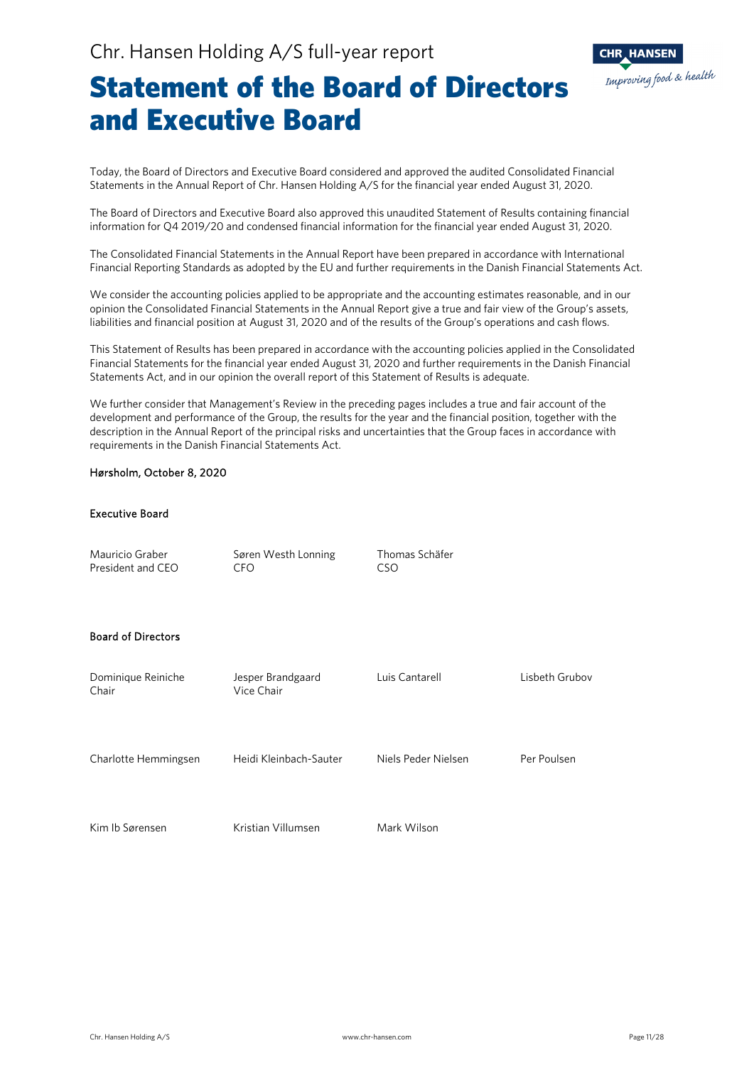# Statement of the Board of Directors and Executive Board

Today, the Board of Directors and Executive Board considered and approved the audited Consolidated Financial Statements in the Annual Report of Chr. Hansen Holding A/S for the financial year ended August 31, 2020.

The Board of Directors and Executive Board also approved this unaudited Statement of Results containing financial information for Q4 2019/20 and condensed financial information for the financial year ended August 31, 2020.

The Consolidated Financial Statements in the Annual Report have been prepared in accordance with International Financial Reporting Standards as adopted by the EU and further requirements in the Danish Financial Statements Act.

We consider the accounting policies applied to be appropriate and the accounting estimates reasonable, and in our opinion the Consolidated Financial Statements in the Annual Report give a true and fair view of the Group's assets, liabilities and financial position at August 31, 2020 and of the results of the Group's operations and cash flows.

This Statement of Results has been prepared in accordance with the accounting policies applied in the Consolidated Financial Statements for the financial year ended August 31, 2020 and further requirements in the Danish Financial Statements Act, and in our opinion the overall report of this Statement of Results is adequate.

We further consider that Management's Review in the preceding pages includes a true and fair account of the development and performance of the Group, the results for the year and the financial position, together with the description in the Annual Report of the principal risks and uncertainties that the Group faces in accordance with requirements in the Danish Financial Statements Act.

Hørsholm, October 8, 2020

**Executive Board**

| | | |
|---|---|---|
| Mauricio Graber<br>President and CEO | Søren Westh Lonning<br>CFO | Thomas Schäfer<br>CSO |

**Board of Directors**

| | | | |
|---|---|---|---|
| Dominique Reiniche<br>Chair | Jesper Brandgaard<br>Vice Chair | Luis Cantarell | Lisbeth Grubov |
| Charlotte Hemmingsen | Heidi Kleinbach-Sauter | Niels Peder Nielsen | Per Poulsen |
| Kim Ib Sørensen | Kristian Villumsen | Mark Wilson | |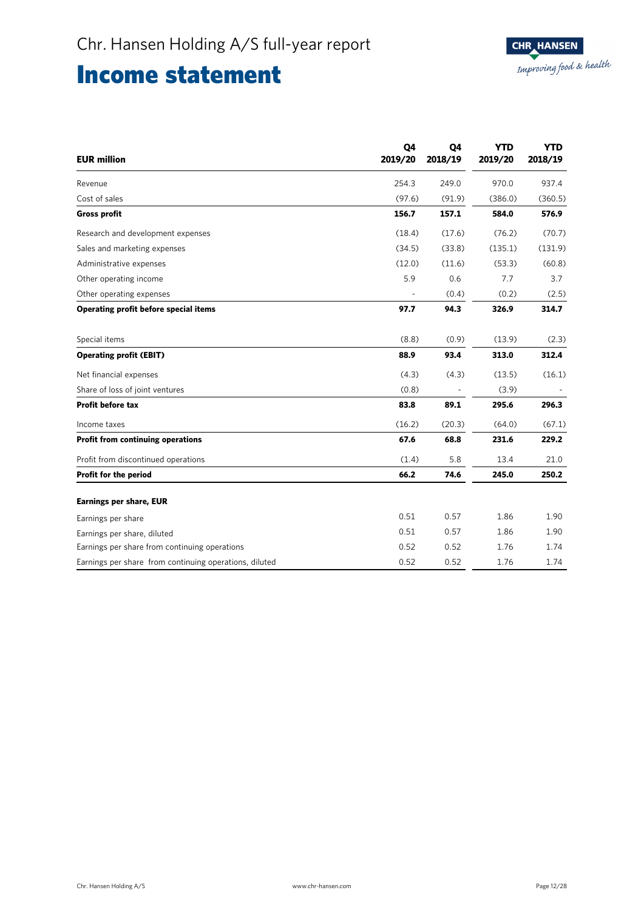# Income statement

| EUR million | Q4 2019/20 | Q4 2018/19 | YTD 2019/20 | YTD 2018/19 |
|---|---|---|---|---|
| Revenue | 254.3 | 249.0 | 970.0 | 937.4 |
| Cost of sales | (97.6) | (91.9) | (386.0) | (360.5) |
| **Gross profit** | **156.7** | **157.1** | **584.0** | **576.9** |
| Research and development expenses | (18.4) | (17.6) | (76.2) | (70.7) |
| Sales and marketing expenses | (34.5) | (33.8) | (135.1) | (131.9) |
| Administrative expenses | (12.0) | (11.6) | (53.3) | (60.8) |
| Other operating income | 5.9 | 0.6 | 7.7 | 3.7 |
| Other operating expenses | - | (0.4) | (0.2) | (2.5) |
| **Operating profit before special items** | **97.7** | **94.3** | **326.9** | **314.7** |
| Special items | (8.8) | (0.9) | (13.9) | (2.3) |
| **Operating profit (EBIT)** | **88.9** | **93.4** | **313.0** | **312.4** |
| Net financial expenses | (4.3) | (4.3) | (13.5) | (16.1) |
| Share of loss of joint ventures | (0.8) | - | (3.9) | - |
| **Profit before tax** | **83.8** | **89.1** | **295.6** | **296.3** |
| Income taxes | (16.2) | (20.3) | (64.0) | (67.1) |
| **Profit from continuing operations** | **67.6** | **68.8** | **231.6** | **229.2** |
| Profit from discontinued operations | (1.4) | 5.8 | 13.4 | 21.0 |
| **Profit for the period** | **66.2** | **74.6** | **245.0** | **250.2** |
| **Earnings per share, EUR** | | | | |
| Earnings per share | 0.51 | 0.57 | 1.86 | 1.90 |
| Earnings per share, diluted | 0.51 | 0.57 | 1.86 | 1.90 |
| Earnings per share from continuing operations | 0.52 | 0.52 | 1.76 | 1.74 |
| Earnings per share from continuing operations, diluted | 0.52 | 0.52 | 1.76 | 1.74 |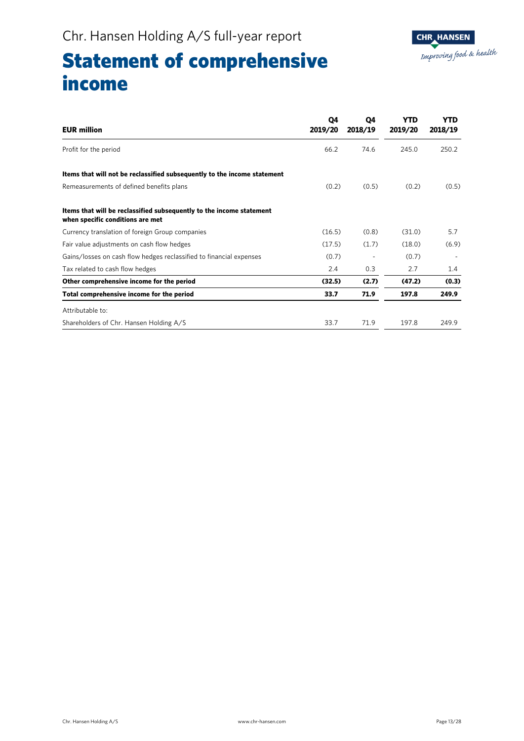# Statement of comprehensive income

| EUR million | Q4 2019/20 | Q4 2018/19 | YTD 2019/20 | YTD 2018/19 |
|---|---|---|---|---|
| Profit for the period | 66.2 | 74.6 | 245.0 | 250.2 |
| **Items that will not be reclassified subsequently to the income statement** | | | | |
| Remeasurements of defined benefits plans | (0.2) | (0.5) | (0.2) | (0.5) |
| **Items that will be reclassified subsequently to the income statement when specific conditions are met** | | | | |
| Currency translation of foreign Group companies | (16.5) | (0.8) | (31.0) | 5.7 |
| Fair value adjustments on cash flow hedges | (17.5) | (1.7) | (18.0) | (6.9) |
| Gains/losses on cash flow hedges reclassified to financial expenses | (0.7) | - | (0.7) | - |
| Tax related to cash flow hedges | 2.4 | 0.3 | 2.7 | 1.4 |
| **Other comprehensive income for the period** | **(32.5)** | **(2.7)** | **(47.2)** | **(0.3)** |
| **Total comprehensive income for the period** | **33.7** | **71.9** | **197.8** | **249.9** |
| Attributable to: | | | | |
| Shareholders of Chr. Hansen Holding A/S | 33.7 | 71.9 | 197.8 | 249.9 |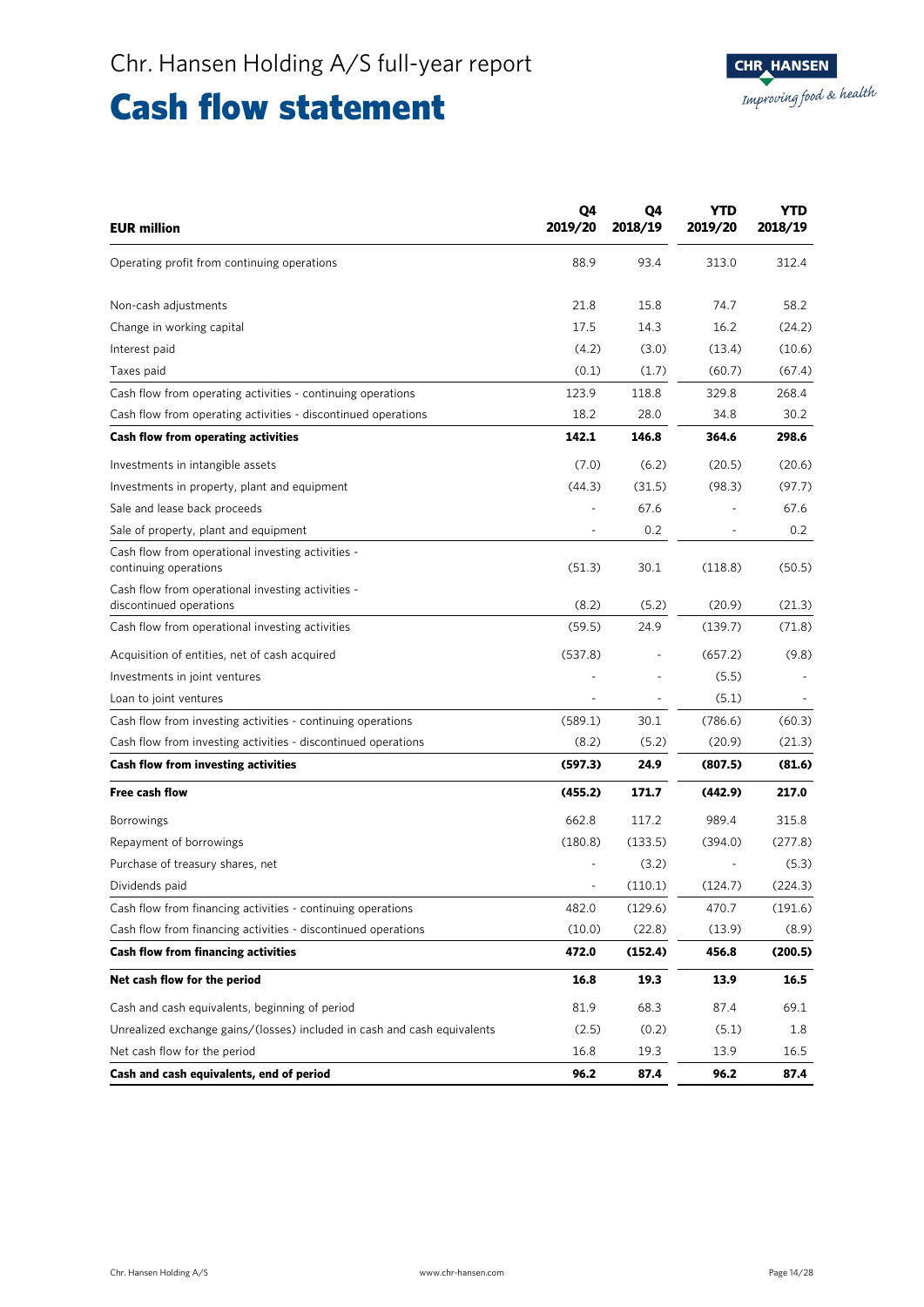# Cash flow statement

| EUR million | Q4 2019/20 | Q4 2018/19 | YTD 2019/20 | YTD 2018/19 |
|---|---|---|---|---|
| Operating profit from continuing operations | 88.9 | 93.4 | 313.0 | 312.4 |
| Non-cash adjustments | 21.8 | 15.8 | 74.7 | 58.2 |
| Change in working capital | 17.5 | 14.3 | 16.2 | (24.2) |
| Interest paid | (4.2) | (3.0) | (13.4) | (10.6) |
| Taxes paid | (0.1) | (1.7) | (60.7) | (67.4) |
| Cash flow from operating activities - continuing operations | 123.9 | 118.8 | 329.8 | 268.4 |
| Cash flow from operating activities - discontinued operations | 18.2 | 28.0 | 34.8 | 30.2 |
| **Cash flow from operating activities** | **142.1** | **146.8** | **364.6** | **298.6** |
| Investments in intangible assets | (7.0) | (6.2) | (20.5) | (20.6) |
| Investments in property, plant and equipment | (44.3) | (31.5) | (98.3) | (97.7) |
| Sale and lease back proceeds | - | 67.6 | - | 67.6 |
| Sale of property, plant and equipment | - | 0.2 | - | 0.2 |
| Cash flow from operational investing activities - continuing operations | (51.3) | 30.1 | (118.8) | (50.5) |
| Cash flow from operational investing activities - discontinued operations | (8.2) | (5.2) | (20.9) | (21.3) |
| Cash flow from operational investing activities | (59.5) | 24.9 | (139.7) | (71.8) |
| Acquisition of entities, net of cash acquired | (537.8) | - | (657.2) | (9.8) |
| Investments in joint ventures | - | - | (5.5) | - |
| Loan to joint ventures | - | - | (5.1) | - |
| Cash flow from investing activities - continuing operations | (589.1) | 30.1 | (786.6) | (60.3) |
| Cash flow from investing activities - discontinued operations | (8.2) | (5.2) | (20.9) | (21.3) |
| **Cash flow from investing activities** | **(597.3)** | **24.9** | **(807.5)** | **(81.6)** |
| **Free cash flow** | **(455.2)** | **171.7** | **(442.9)** | **217.0** |
| Borrowings | 662.8 | 117.2 | 989.4 | 315.8 |
| Repayment of borrowings | (180.8) | (133.5) | (394.0) | (277.8) |
| Purchase of treasury shares, net | - | (3.2) | - | (5.3) |
| Dividends paid | - | (110.1) | (124.7) | (224.3) |
| Cash flow from financing activities - continuing operations | 482.0 | (129.6) | 470.7 | (191.6) |
| Cash flow from financing activities - discontinued operations | (10.0) | (22.8) | (13.9) | (8.9) |
| **Cash flow from financing activities** | **472.0** | **(152.4)** | **456.8** | **(200.5)** |
| **Net cash flow for the period** | **16.8** | **19.3** | **13.9** | **16.5** |
| Cash and cash equivalents, beginning of period | 81.9 | 68.3 | 87.4 | 69.1 |
| Unrealized exchange gains/(losses) included in cash and cash equivalents | (2.5) | (0.2) | (5.1) | 1.8 |
| Net cash flow for the period | 16.8 | 19.3 | 13.9 | 16.5 |
| **Cash and cash equivalents, end of period** | **96.2** | **87.4** | **96.2** | **87.4** |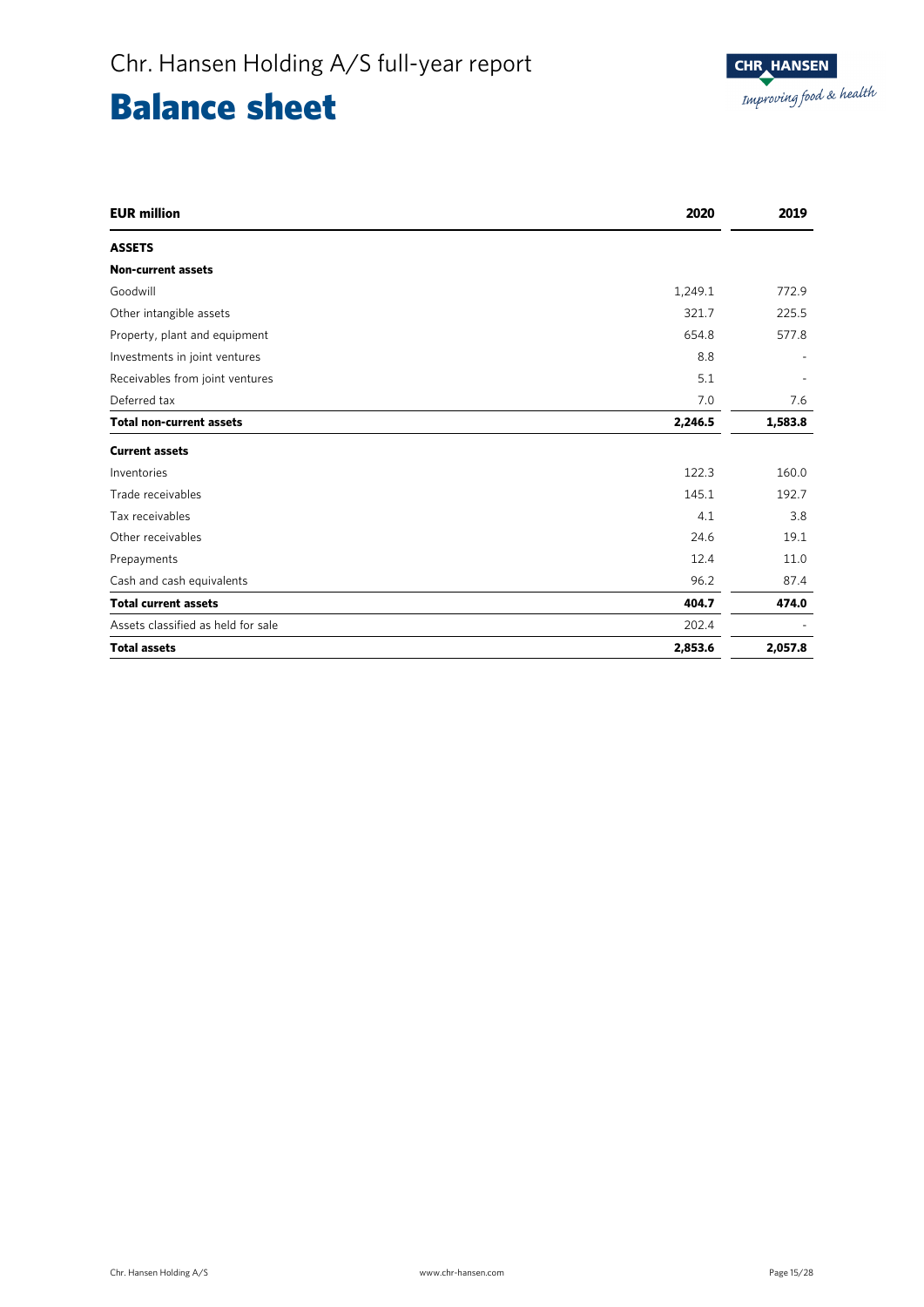# Balance sheet

| EUR million | 2020 | 2019 |
|---|---|---|
| **ASSETS** | | |
| **Non-current assets** | | |
| Goodwill | 1,249.1 | 772.9 |
| Other intangible assets | 321.7 | 225.5 |
| Property, plant and equipment | 654.8 | 577.8 |
| Investments in joint ventures | 8.8 | - |
| Receivables from joint ventures | 5.1 | - |
| Deferred tax | 7.0 | 7.6 |
| **Total non-current assets** | **2,246.5** | **1,583.8** |
| **Current assets** | | |
| Inventories | 122.3 | 160.0 |
| Trade receivables | 145.1 | 192.7 |
| Tax receivables | 4.1 | 3.8 |
| Other receivables | 24.6 | 19.1 |
| Prepayments | 12.4 | 11.0 |
| Cash and cash equivalents | 96.2 | 87.4 |
| **Total current assets** | **404.7** | **474.0** |
| Assets classified as held for sale | 202.4 | - |
| **Total assets** | **2,853.6** | **2,057.8** |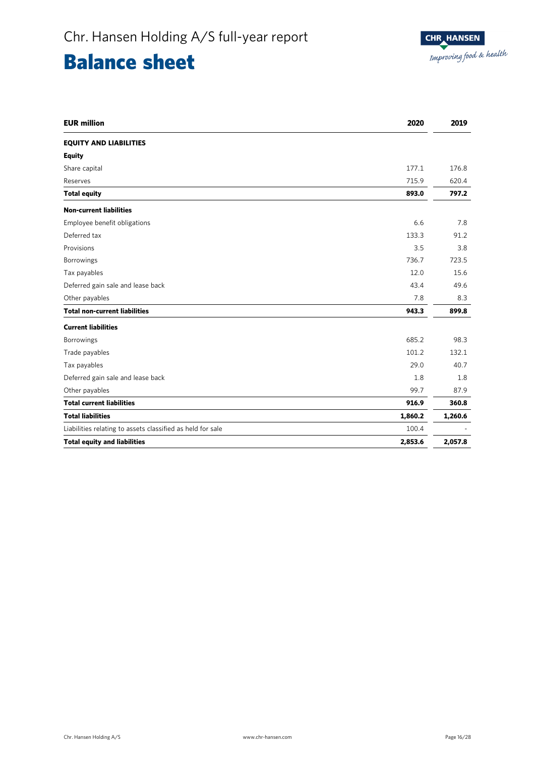# Chr. Hansen Holding A/S full-year report

# Balance sheet

| EUR million | 2020 | 2019 |
|---|---|---|
| **EQUITY AND LIABILITIES** | | |
| **Equity** | | |
| Share capital | 177.1 | 176.8 |
| Reserves | 715.9 | 620.4 |
| **Total equity** | **893.0** | **797.2** |
| **Non-current liabilities** | | |
| Employee benefit obligations | 6.6 | 7.8 |
| Deferred tax | 133.3 | 91.2 |
| Provisions | 3.5 | 3.8 |
| Borrowings | 736.7 | 723.5 |
| Tax payables | 12.0 | 15.6 |
| Deferred gain sale and lease back | 43.4 | 49.6 |
| Other payables | 7.8 | 8.3 |
| **Total non-current liabilities** | **943.3** | **899.8** |
| **Current liabilities** | | |
| Borrowings | 685.2 | 98.3 |
| Trade payables | 101.2 | 132.1 |
| Tax payables | 29.0 | 40.7 |
| Deferred gain sale and lease back | 1.8 | 1.8 |
| Other payables | 99.7 | 87.9 |
| **Total current liabilities** | **916.9** | **360.8** |
| **Total liabilities** | **1,860.2** | **1,260.6** |
| Liabilities relating to assets classified as held for sale | 100.4 | - |
| **Total equity and liabilities** | **2,853.6** | **2,057.8** |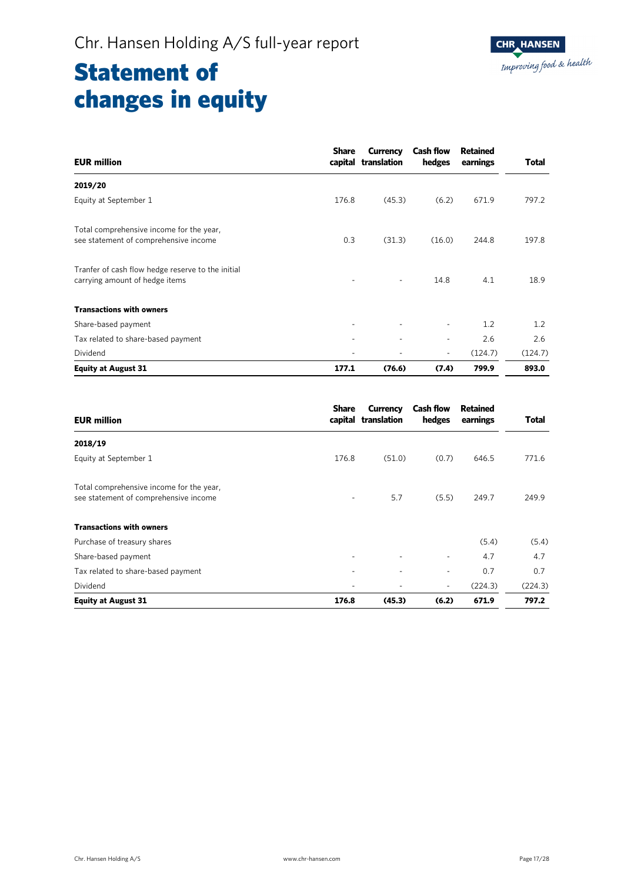# Statement of changes in equity

| EUR million | Share capital | Currency translation | Cash flow hedges | Retained earnings | Total |
|---|---|---|---|---|---|
| **2019/20** | | | | | |
| Equity at September 1 | 176.8 | (45.3) | (6.2) | 671.9 | 797.2 |
| Total comprehensive income for the year, see statement of comprehensive income | 0.3 | (31.3) | (16.0) | 244.8 | 197.8 |
| Tranfer of cash flow hedge reserve to the initial carrying amount of hedge items | - | - | 14.8 | 4.1 | 18.9 |
| **Transactions with owners** | | | | | |
| Share-based payment | - | - | - | 1.2 | 1.2 |
| Tax related to share-based payment | - | - | - | 2.6 | 2.6 |
| Dividend | - | - | - | (124.7) | (124.7) |
| **Equity at August 31** | **177.1** | **(76.6)** | **(7.4)** | **799.9** | **893.0** |

| EUR million | Share capital | Currency translation | Cash flow hedges | Retained earnings | Total |
|---|---|---|---|---|---|
| **2018/19** | | | | | |
| Equity at September 1 | 176.8 | (51.0) | (0.7) | 646.5 | 771.6 |
| Total comprehensive income for the year, see statement of comprehensive income | - | 5.7 | (5.5) | 249.7 | 249.9 |
| **Transactions with owners** | | | | | |
| Purchase of treasury shares | | | | (5.4) | (5.4) |
| Share-based payment | - | - | - | 4.7 | 4.7 |
| Tax related to share-based payment | - | - | - | 0.7 | 0.7 |
| Dividend | - | - | - | (224.3) | (224.3) |
| **Equity at August 31** | **176.8** | **(45.3)** | **(6.2)** | **671.9** | **797.2** |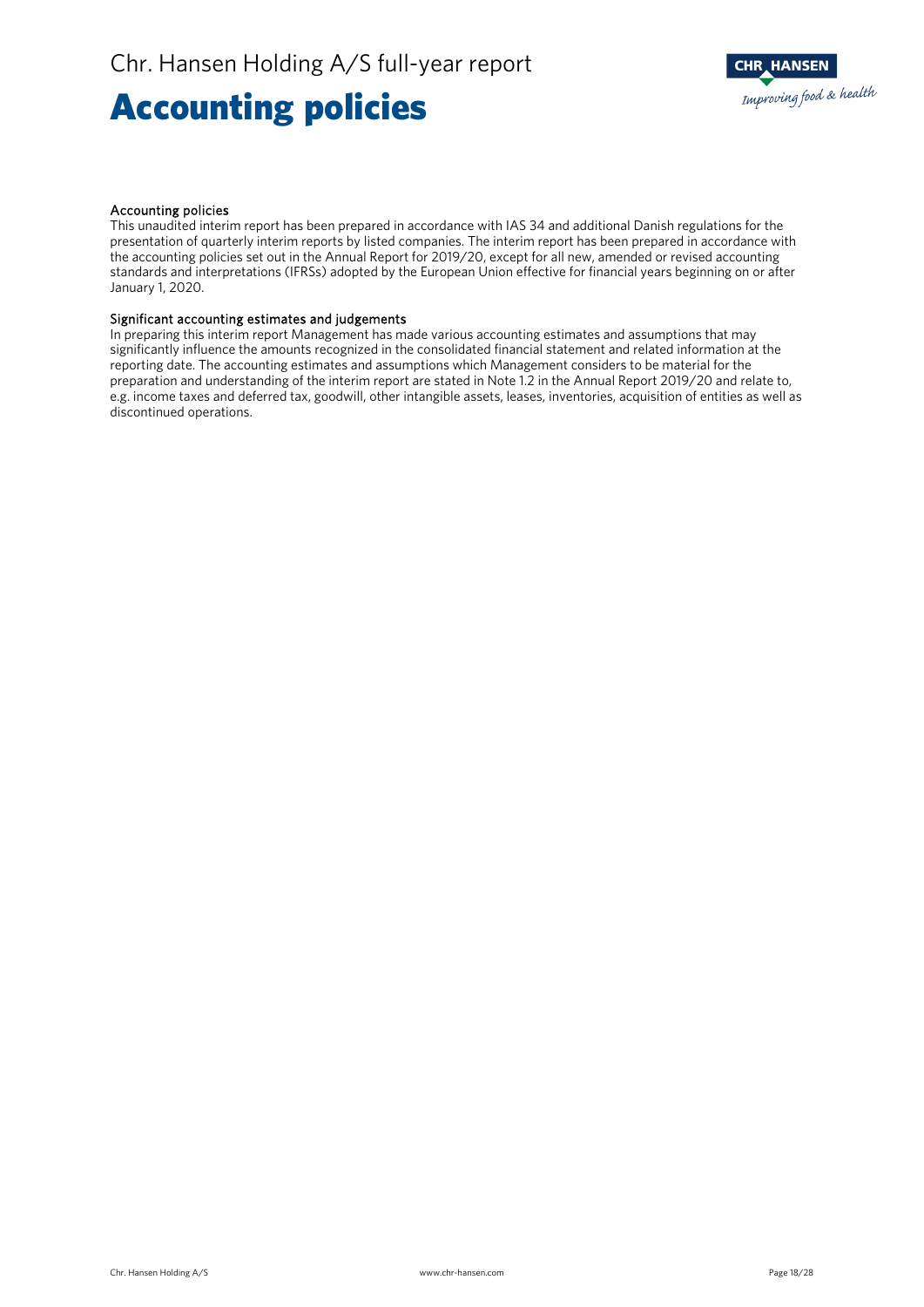# Accounting policies

### Accounting policies

This unaudited interim report has been prepared in accordance with IAS 34 and additional Danish regulations for the presentation of quarterly interim reports by listed companies. The interim report has been prepared in accordance with the accounting policies set out in the Annual Report for 2019/20, except for all new, amended or revised accounting standards and interpretations (IFRSs) adopted by the European Union effective for financial years beginning on or after January 1, 2020.

### Significant accounting estimates and judgements

In preparing this interim report Management has made various accounting estimates and assumptions that may significantly influence the amounts recognized in the consolidated financial statement and related information at the reporting date. The accounting estimates and assumptions which Management considers to be material for the preparation and understanding of the interim report are stated in Note 1.2 in the Annual Report 2019/20 and relate to, e.g. income taxes and deferred tax, goodwill, other intangible assets, leases, inventories, acquisition of entities as well as discontinued operations.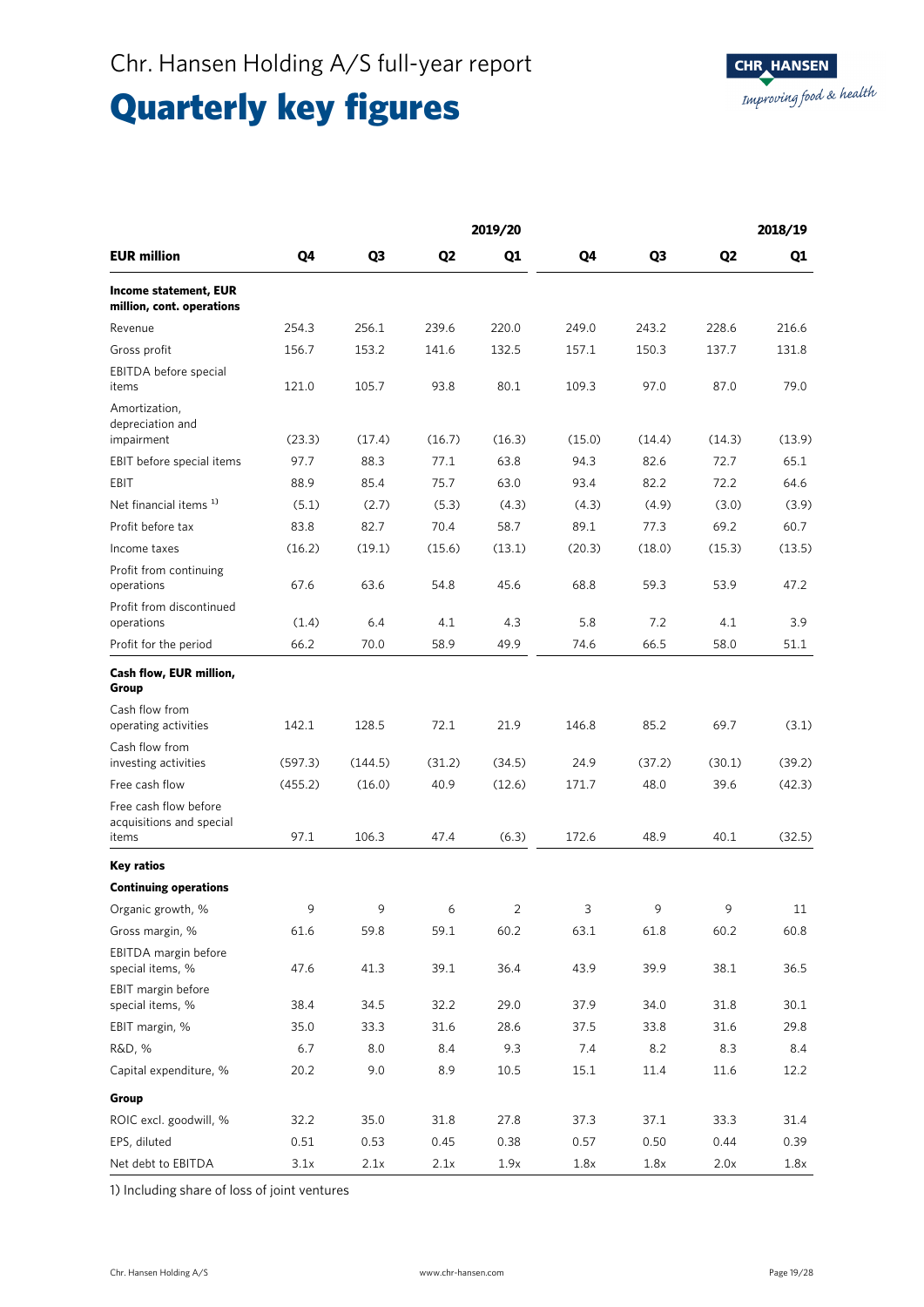Chr. Hansen Holding A/S full-year report

# Quarterly key figures

| | 2019/20 | | | | 2018/19 | | | |
|---|---|---|---|---|---|---|---|---|
| **EUR million** | **Q4** | **Q3** | **Q2** | **Q1** | **Q4** | **Q3** | **Q2** | **Q1** |
| **Income statement, EUR million, cont. operations** | | | | | | | | |
| Revenue | 254.3 | 256.1 | 239.6 | 220.0 | 249.0 | 243.2 | 228.6 | 216.6 |
| Gross profit | 156.7 | 153.2 | 141.6 | 132.5 | 157.1 | 150.3 | 137.7 | 131.8 |
| EBITDA before special items | 121.0 | 105.7 | 93.8 | 80.1 | 109.3 | 97.0 | 87.0 | 79.0 |
| Amortization, depreciation and impairment | (23.3) | (17.4) | (16.7) | (16.3) | (15.0) | (14.4) | (14.3) | (13.9) |
| EBIT before special items | 97.7 | 88.3 | 77.1 | 63.8 | 94.3 | 82.6 | 72.7 | 65.1 |
| EBIT | 88.9 | 85.4 | 75.7 | 63.0 | 93.4 | 82.2 | 72.2 | 64.6 |
| Net financial items [1] | (5.1) | (2.7) | (5.3) | (4.3) | (4.3) | (4.9) | (3.0) | (3.9) |
| Profit before tax | 83.8 | 82.7 | 70.4 | 58.7 | 89.1 | 77.3 | 69.2 | 60.7 |
| Income taxes | (16.2) | (19.1) | (15.6) | (13.1) | (20.3) | (18.0) | (15.3) | (13.5) |
| Profit from continuing operations | 67.6 | 63.6 | 54.8 | 45.6 | 68.8 | 59.3 | 53.9 | 47.2 |
| Profit from discontinued operations | (1.4) | 6.4 | 4.1 | 4.3 | 5.8 | 7.2 | 4.1 | 3.9 |
| Profit for the period | 66.2 | 70.0 | 58.9 | 49.9 | 74.6 | 66.5 | 58.0 | 51.1 |
| **Cash flow, EUR million, Group** | | | | | | | | |
| Cash flow from operating activities | 142.1 | 128.5 | 72.1 | 21.9 | 146.8 | 85.2 | 69.7 | (3.1) |
| Cash flow from investing activities | (597.3) | (144.5) | (31.2) | (34.5) | 24.9 | (37.2) | (30.1) | (39.2) |
| Free cash flow | (455.2) | (16.0) | 40.9 | (12.6) | 171.7 | 48.0 | 39.6 | (42.3) |
| Free cash flow before acquisitions and special items | 97.1 | 106.3 | 47.4 | (6.3) | 172.6 | 48.9 | 40.1 | (32.5) |
| **Key ratios** | | | | | | | | |
| **Continuing operations** | | | | | | | | |
| Organic growth, % | 9 | 9 | 6 | 2 | 3 | 9 | 9 | 11 |
| Gross margin, % | 61.6 | 59.8 | 59.1 | 60.2 | 63.1 | 61.8 | 60.2 | 60.8 |
| EBITDA margin before special items, % | 47.6 | 41.3 | 39.1 | 36.4 | 43.9 | 39.9 | 38.1 | 36.5 |
| EBIT margin before special items, % | 38.4 | 34.5 | 32.2 | 29.0 | 37.9 | 34.0 | 31.8 | 30.1 |
| EBIT margin, % | 35.0 | 33.3 | 31.6 | 28.6 | 37.5 | 33.8 | 31.6 | 29.8 |
| R&D, % | 6.7 | 8.0 | 8.4 | 9.3 | 7.4 | 8.2 | 8.3 | 8.4 |
| Capital expenditure, % | 20.2 | 9.0 | 8.9 | 10.5 | 15.1 | 11.4 | 11.6 | 12.2 |
| **Group** | | | | | | | | |
| ROIC excl. goodwill, % | 32.2 | 35.0 | 31.8 | 27.8 | 37.3 | 37.1 | 33.3 | 31.4 |
| EPS, diluted | 0.51 | 0.53 | 0.45 | 0.38 | 0.57 | 0.50 | 0.44 | 0.39 |
| Net debt to EBITDA | 3.1x | 2.1x | 2.1x | 1.9x | 1.8x | 1.8x | 2.0x | 1.8x |

1) Including share of loss of joint ventures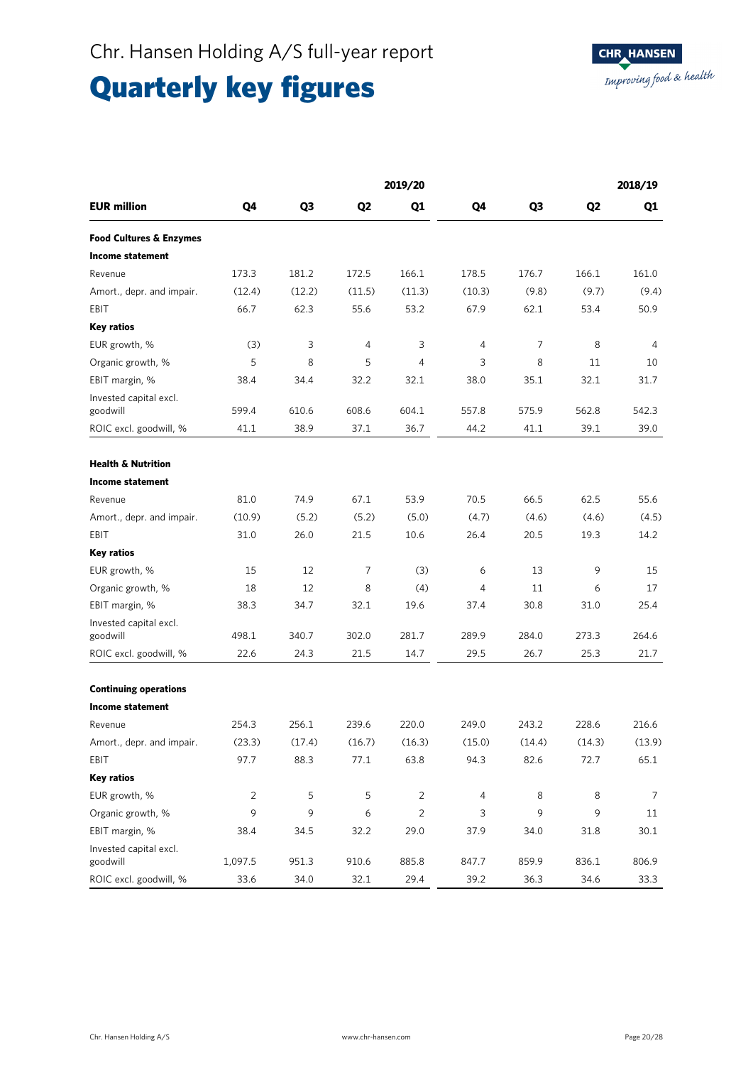# Quarterly key figures

| EUR million | 2019/20 | | | | 2018/19 | | | |
|---|---|---|---|---|---|---|---|---|
| | Q4 | Q3 | Q2 | Q1 | Q4 | Q3 | Q2 | Q1 |
| **Food Cultures & Enzymes** | | | | | | | | |
| **Income statement** | | | | | | | | |
| Revenue | 173.3 | 181.2 | 172.5 | 166.1 | 178.5 | 176.7 | 166.1 | 161.0 |
| Amort., depr. and impair. | (12.4) | (12.2) | (11.5) | (11.3) | (10.3) | (9.8) | (9.7) | (9.4) |
| EBIT | 66.7 | 62.3 | 55.6 | 53.2 | 67.9 | 62.1 | 53.4 | 50.9 |
| **Key ratios** | | | | | | | | |
| EUR growth, % | (3) | 3 | 4 | 3 | 4 | 7 | 8 | 4 |
| Organic growth, % | 5 | 8 | 5 | 4 | 3 | 8 | 11 | 10 |
| EBIT margin, % | 38.4 | 34.4 | 32.2 | 32.1 | 38.0 | 35.1 | 32.1 | 31.7 |
| Invested capital excl. goodwill | 599.4 | 610.6 | 608.6 | 604.1 | 557.8 | 575.9 | 562.8 | 542.3 |
| ROIC excl. goodwill, % | 41.1 | 38.9 | 37.1 | 36.7 | 44.2 | 41.1 | 39.1 | 39.0 |
| **Health & Nutrition** | | | | | | | | |
| **Income statement** | | | | | | | | |
| Revenue | 81.0 | 74.9 | 67.1 | 53.9 | 70.5 | 66.5 | 62.5 | 55.6 |
| Amort., depr. and impair. | (10.9) | (5.2) | (5.2) | (5.0) | (4.7) | (4.6) | (4.6) | (4.5) |
| EBIT | 31.0 | 26.0 | 21.5 | 10.6 | 26.4 | 20.5 | 19.3 | 14.2 |
| **Key ratios** | | | | | | | | |
| EUR growth, % | 15 | 12 | 7 | (3) | 6 | 13 | 9 | 15 |
| Organic growth, % | 18 | 12 | 8 | (4) | 4 | 11 | 6 | 17 |
| EBIT margin, % | 38.3 | 34.7 | 32.1 | 19.6 | 37.4 | 30.8 | 31.0 | 25.4 |
| Invested capital excl. goodwill | 498.1 | 340.7 | 302.0 | 281.7 | 289.9 | 284.0 | 273.3 | 264.6 |
| ROIC excl. goodwill, % | 22.6 | 24.3 | 21.5 | 14.7 | 29.5 | 26.7 | 25.3 | 21.7 |
| **Continuing operations** | | | | | | | | |
| **Income statement** | | | | | | | | |
| Revenue | 254.3 | 256.1 | 239.6 | 220.0 | 249.0 | 243.2 | 228.6 | 216.6 |
| Amort., depr. and impair. | (23.3) | (17.4) | (16.7) | (16.3) | (15.0) | (14.4) | (14.3) | (13.9) |
| EBIT | 97.7 | 88.3 | 77.1 | 63.8 | 94.3 | 82.6 | 72.7 | 65.1 |
| **Key ratios** | | | | | | | | |
| EUR growth, % | 2 | 5 | 5 | 2 | 4 | 8 | 8 | 7 |
| Organic growth, % | 9 | 9 | 6 | 2 | 3 | 9 | 9 | 11 |
| EBIT margin, % | 38.4 | 34.5 | 32.2 | 29.0 | 37.9 | 34.0 | 31.8 | 30.1 |
| Invested capital excl. goodwill | 1,097.5 | 951.3 | 910.6 | 885.8 | 847.7 | 859.9 | 836.1 | 806.9 |
| ROIC excl. goodwill, % | 33.6 | 34.0 | 32.1 | 29.4 | 39.2 | 36.3 | 34.6 | 33.3 |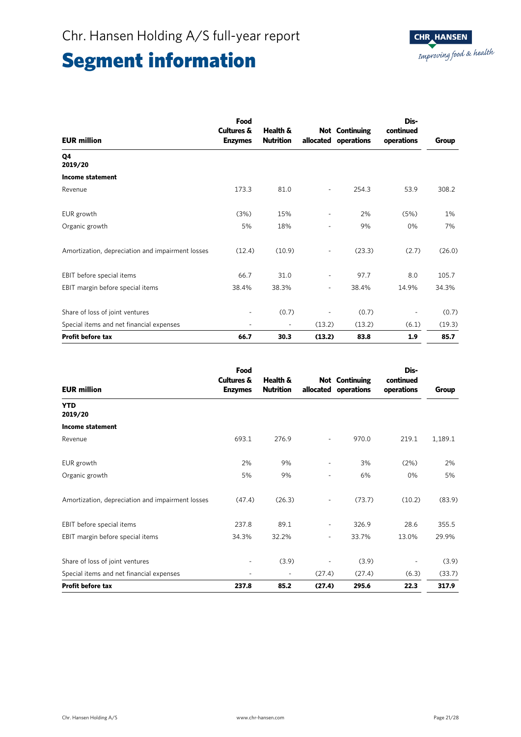# Segment information

| EUR million | Food Cultures & Enzymes | Health & Nutrition | Not allocated | Continuing operations | Dis-continued operations | Group |
|---|---|---|---|---|---|---|
| **Q4 2019/20** | | | | | | |
| **Income statement** | | | | | | |
| Revenue | 173.3 | 81.0 | - | 254.3 | 53.9 | 308.2 |
| EUR growth | (3%) | 15% | - | 2% | (5%) | 1% |
| Organic growth | 5% | 18% | - | 9% | 0% | 7% |
| Amortization, depreciation and impairment losses | (12.4) | (10.9) | - | (23.3) | (2.7) | (26.0) |
| EBIT before special items | 66.7 | 31.0 | - | 97.7 | 8.0 | 105.7 |
| EBIT margin before special items | 38.4% | 38.3% | - | 38.4% | 14.9% | 34.3% |
| Share of loss of joint ventures | - | (0.7) | - | (0.7) | - | (0.7) |
| Special items and net financial expenses | - | - | (13.2) | (13.2) | (6.1) | (19.3) |
| **Profit before tax** | **66.7** | **30.3** | **(13.2)** | **83.8** | **1.9** | **85.7** |

| EUR million | Food Cultures & Enzymes | Health & Nutrition | Not allocated | Continuing operations | Dis-continued operations | Group |
|---|---|---|---|---|---|---|
| **YTD 2019/20** | | | | | | |
| **Income statement** | | | | | | |
| Revenue | 693.1 | 276.9 | - | 970.0 | 219.1 | 1,189.1 |
| EUR growth | 2% | 9% | - | 3% | (2%) | 2% |
| Organic growth | 5% | 9% | - | 6% | 0% | 5% |
| Amortization, depreciation and impairment losses | (47.4) | (26.3) | - | (73.7) | (10.2) | (83.9) |
| EBIT before special items | 237.8 | 89.1 | - | 326.9 | 28.6 | 355.5 |
| EBIT margin before special items | 34.3% | 32.2% | - | 33.7% | 13.0% | 29.9% |
| Share of loss of joint ventures | - | (3.9) | - | (3.9) | - | (3.9) |
| Special items and net financial expenses | - | - | (27.4) | (27.4) | (6.3) | (33.7) |
| **Profit before tax** | **237.8** | **85.2** | **(27.4)** | **295.6** | **22.3** | **317.9** |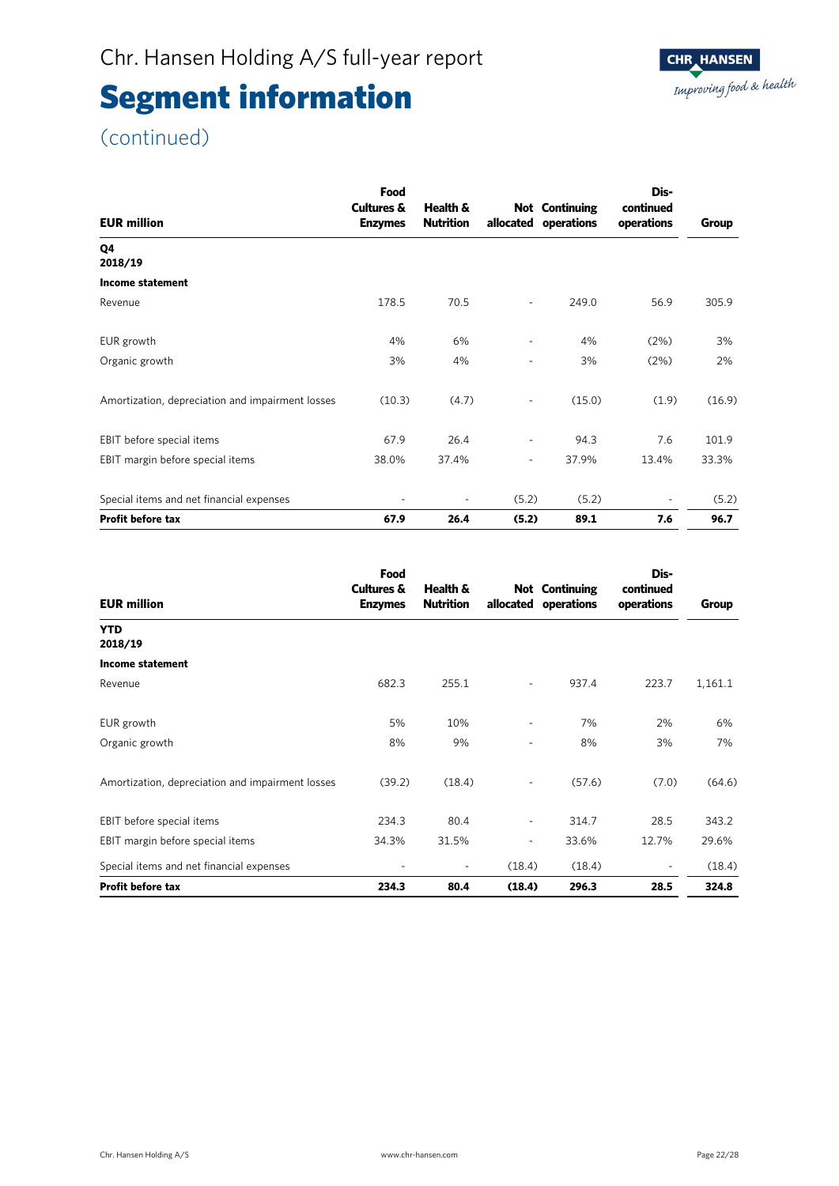# Segment information

(continued)

| EUR million | Food Cultures & Enzymes | Health & Nutrition | Not allocated | Continuing operations | Dis-continued operations | Group |
|---|---|---|---|---|---|---|
| **Q4 2018/19** | | | | | | |
| **Income statement** | | | | | | |
| Revenue | 178.5 | 70.5 | - | 249.0 | 56.9 | 305.9 |
| EUR growth | 4% | 6% | - | 4% | (2%) | 3% |
| Organic growth | 3% | 4% | - | 3% | (2%) | 2% |
| Amortization, depreciation and impairment losses | (10.3) | (4.7) | - | (15.0) | (1.9) | (16.9) |
| EBIT before special items | 67.9 | 26.4 | - | 94.3 | 7.6 | 101.9 |
| EBIT margin before special items | 38.0% | 37.4% | - | 37.9% | 13.4% | 33.3% |
| Special items and net financial expenses | - | - | (5.2) | (5.2) | - | (5.2) |
| **Profit before tax** | **67.9** | **26.4** | **(5.2)** | **89.1** | **7.6** | **96.7** |

| EUR million | Food Cultures & Enzymes | Health & Nutrition | Not allocated | Continuing operations | Dis-continued operations | Group |
|---|---|---|---|---|---|---|
| **YTD 2018/19** | | | | | | |
| **Income statement** | | | | | | |
| Revenue | 682.3 | 255.1 | - | 937.4 | 223.7 | 1,161.1 |
| EUR growth | 5% | 10% | - | 7% | 2% | 6% |
| Organic growth | 8% | 9% | - | 8% | 3% | 7% |
| Amortization, depreciation and impairment losses | (39.2) | (18.4) | - | (57.6) | (7.0) | (64.6) |
| EBIT before special items | 234.3 | 80.4 | - | 314.7 | 28.5 | 343.2 |
| EBIT margin before special items | 34.3% | 31.5% | - | 33.6% | 12.7% | 29.6% |
| Special items and net financial expenses | - | - | (18.4) | (18.4) | - | (18.4) |
| **Profit before tax** | **234.3** | **80.4** | **(18.4)** | **296.3** | **28.5** | **324.8** |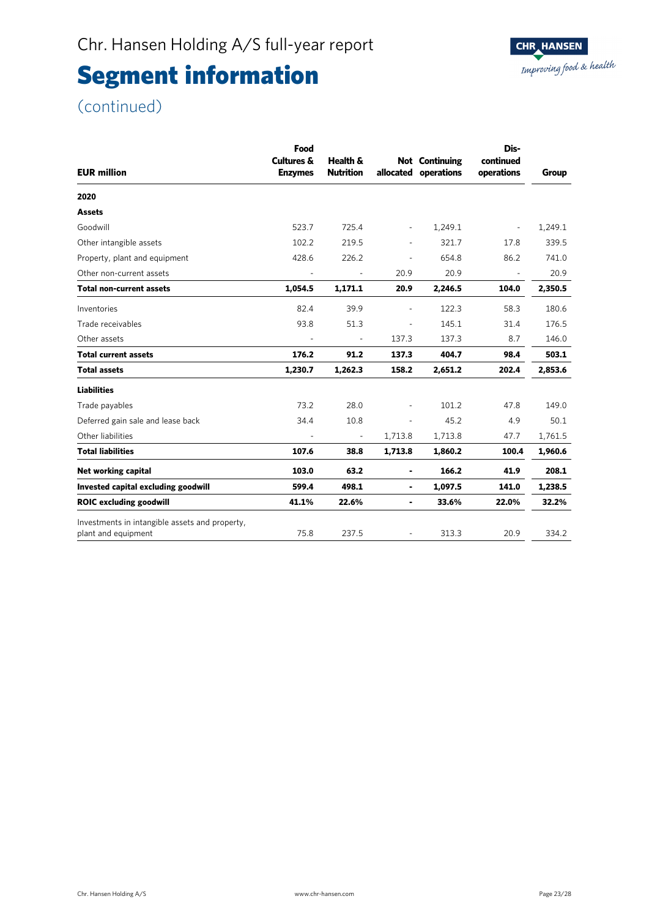# Segment information

(continued)

| EUR million | Food Cultures & Enzymes | Health & Nutrition | Not allocated | Continuing operations | Dis-continued operations | Group |
|---|---|---|---|---|---|---|
| **2020** | | | | | | |
| **Assets** | | | | | | |
| Goodwill | 523.7 | 725.4 | - | 1,249.1 | - | 1,249.1 |
| Other intangible assets | 102.2 | 219.5 | - | 321.7 | 17.8 | 339.5 |
| Property, plant and equipment | 428.6 | 226.2 | - | 654.8 | 86.2 | 741.0 |
| Other non-current assets | - | - | 20.9 | 20.9 | - | 20.9 |
| **Total non-current assets** | **1,054.5** | **1,171.1** | **20.9** | **2,246.5** | **104.0** | **2,350.5** |
| Inventories | 82.4 | 39.9 | - | 122.3 | 58.3 | 180.6 |
| Trade receivables | 93.8 | 51.3 | - | 145.1 | 31.4 | 176.5 |
| Other assets | - | - | 137.3 | 137.3 | 8.7 | 146.0 |
| **Total current assets** | **176.2** | **91.2** | **137.3** | **404.7** | **98.4** | **503.1** |
| **Total assets** | **1,230.7** | **1,262.3** | **158.2** | **2,651.2** | **202.4** | **2,853.6** |
| **Liabilities** | | | | | | |
| Trade payables | 73.2 | 28.0 | - | 101.2 | 47.8 | 149.0 |
| Deferred gain sale and lease back | 34.4 | 10.8 | - | 45.2 | 4.9 | 50.1 |
| Other liabilities | - | - | 1,713.8 | 1,713.8 | 47.7 | 1,761.5 |
| **Total liabilities** | **107.6** | **38.8** | **1,713.8** | **1,860.2** | **100.4** | **1,960.6** |
| **Net working capital** | **103.0** | **63.2** | **-** | **166.2** | **41.9** | **208.1** |
| **Invested capital excluding goodwill** | **599.4** | **498.1** | **-** | **1,097.5** | **141.0** | **1,238.5** |
| **ROIC excluding goodwill** | **41.1%** | **22.6%** | **-** | **33.6%** | **22.0%** | **32.2%** |
| Investments in intangible assets and property, plant and equipment | 75.8 | 237.5 | - | 313.3 | 20.9 | 334.2 |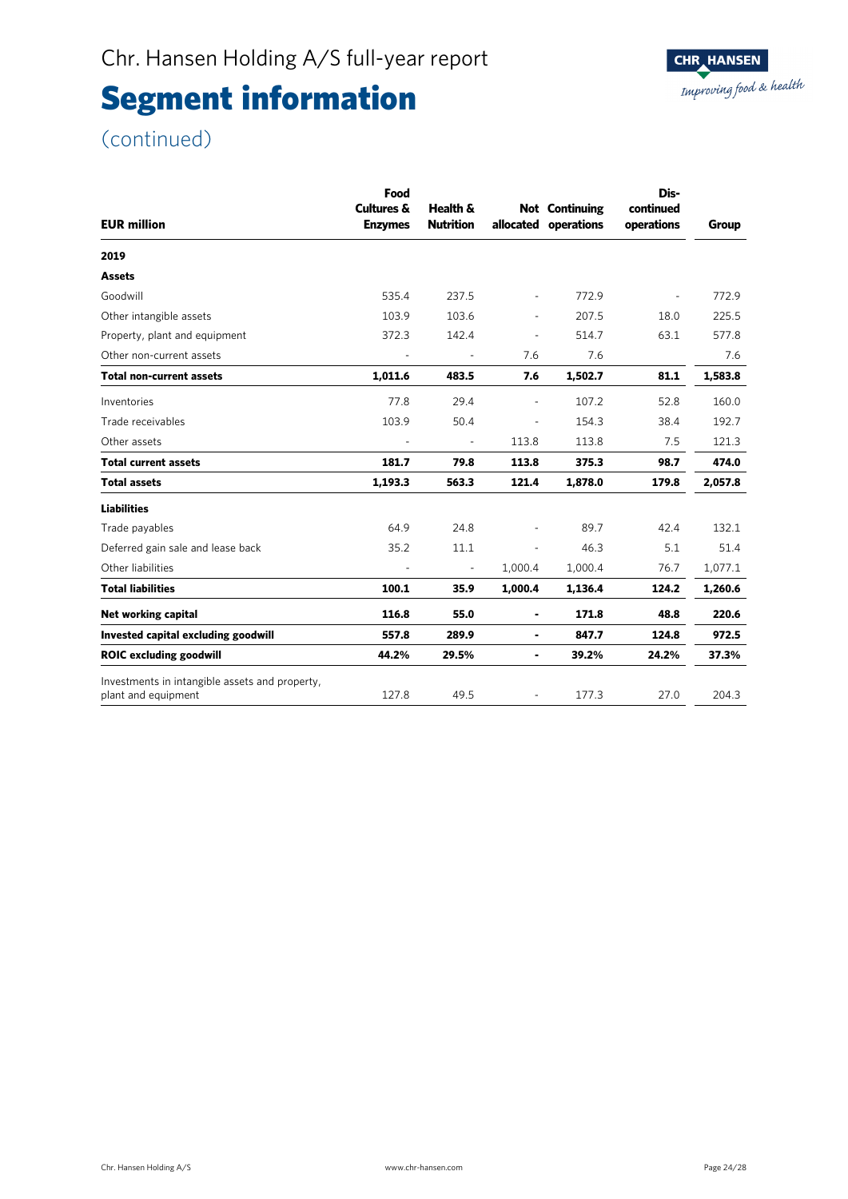# Segment information

(continued)

| EUR million | Food Cultures & Enzymes | Health & Nutrition | Not allocated | Continuing operations | Dis-continued operations | Group |
|---|---|---|---|---|---|---|
| **2019** | | | | | | |
| **Assets** | | | | | | |
| Goodwill | 535.4 | 237.5 | - | 772.9 | - | 772.9 |
| Other intangible assets | 103.9 | 103.6 | - | 207.5 | 18.0 | 225.5 |
| Property, plant and equipment | 372.3 | 142.4 | - | 514.7 | 63.1 | 577.8 |
| Other non-current assets | - | - | 7.6 | 7.6 | | 7.6 |
| **Total non-current assets** | **1,011.6** | **483.5** | **7.6** | **1,502.7** | **81.1** | **1,583.8** |
| Inventories | 77.8 | 29.4 | - | 107.2 | 52.8 | 160.0 |
| Trade receivables | 103.9 | 50.4 | - | 154.3 | 38.4 | 192.7 |
| Other assets | - | - | 113.8 | 113.8 | 7.5 | 121.3 |
| **Total current assets** | **181.7** | **79.8** | **113.8** | **375.3** | **98.7** | **474.0** |
| **Total assets** | **1,193.3** | **563.3** | **121.4** | **1,878.0** | **179.8** | **2,057.8** |
| **Liabilities** | | | | | | |
| Trade payables | 64.9 | 24.8 | - | 89.7 | 42.4 | 132.1 |
| Deferred gain sale and lease back | 35.2 | 11.1 | - | 46.3 | 5.1 | 51.4 |
| Other liabilities | - | - | 1,000.4 | 1,000.4 | 76.7 | 1,077.1 |
| **Total liabilities** | **100.1** | **35.9** | **1,000.4** | **1,136.4** | **124.2** | **1,260.6** |
| **Net working capital** | **116.8** | **55.0** | **-** | **171.8** | **48.8** | **220.6** |
| **Invested capital excluding goodwill** | **557.8** | **289.9** | **-** | **847.7** | **124.8** | **972.5** |
| **ROIC excluding goodwill** | **44.2%** | **29.5%** | **-** | **39.2%** | **24.2%** | **37.3%** |
| Investments in intangible assets and property, plant and equipment | 127.8 | 49.5 | - | 177.3 | 27.0 | 204.3 |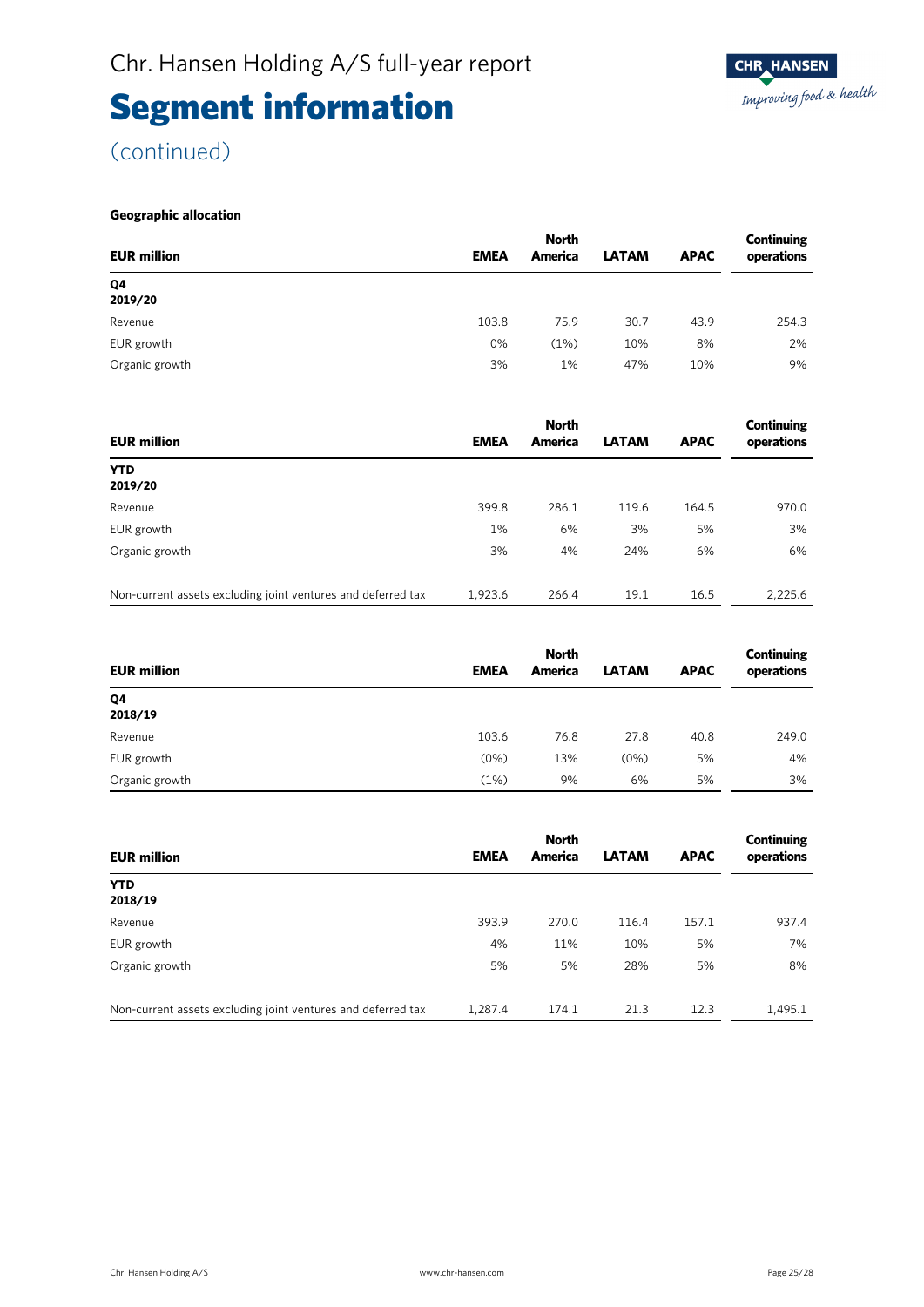# Segment information

(continued)

**Geographic allocation**

| EUR million | EMEA | North America | LATAM | APAC | Continuing operations |
|---|---|---|---|---|---|
| **Q4 2019/20** | | | | | |
| Revenue | 103.8 | 75.9 | 30.7 | 43.9 | 254.3 |
| EUR growth | 0% | (1%) | 10% | 8% | 2% |
| Organic growth | 3% | 1% | 47% | 10% | 9% |

| EUR million | EMEA | North America | LATAM | APAC | Continuing operations |
|---|---|---|---|---|---|
| **YTD 2019/20** | | | | | |
| Revenue | 399.8 | 286.1 | 119.6 | 164.5 | 970.0 |
| EUR growth | 1% | 6% | 3% | 5% | 3% |
| Organic growth | 3% | 4% | 24% | 6% | 6% |
| Non-current assets excluding joint ventures and deferred tax | 1,923.6 | 266.4 | 19.1 | 16.5 | 2,225.6 |

| EUR million | EMEA | North America | LATAM | APAC | Continuing operations |
|---|---|---|---|---|---|
| **Q4 2018/19** | | | | | |
| Revenue | 103.6 | 76.8 | 27.8 | 40.8 | 249.0 |
| EUR growth | (0%) | 13% | (0%) | 5% | 4% |
| Organic growth | (1%) | 9% | 6% | 5% | 3% |

| EUR million | EMEA | North America | LATAM | APAC | Continuing operations |
|---|---|---|---|---|---|
| **YTD 2018/19** | | | | | |
| Revenue | 393.9 | 270.0 | 116.4 | 157.1 | 937.4 |
| EUR growth | 4% | 11% | 10% | 5% | 7% |
| Organic growth | 5% | 5% | 28% | 5% | 8% |
| Non-current assets excluding joint ventures and deferred tax | 1,287.4 | 174.1 | 21.3 | 12.3 | 1,495.1 |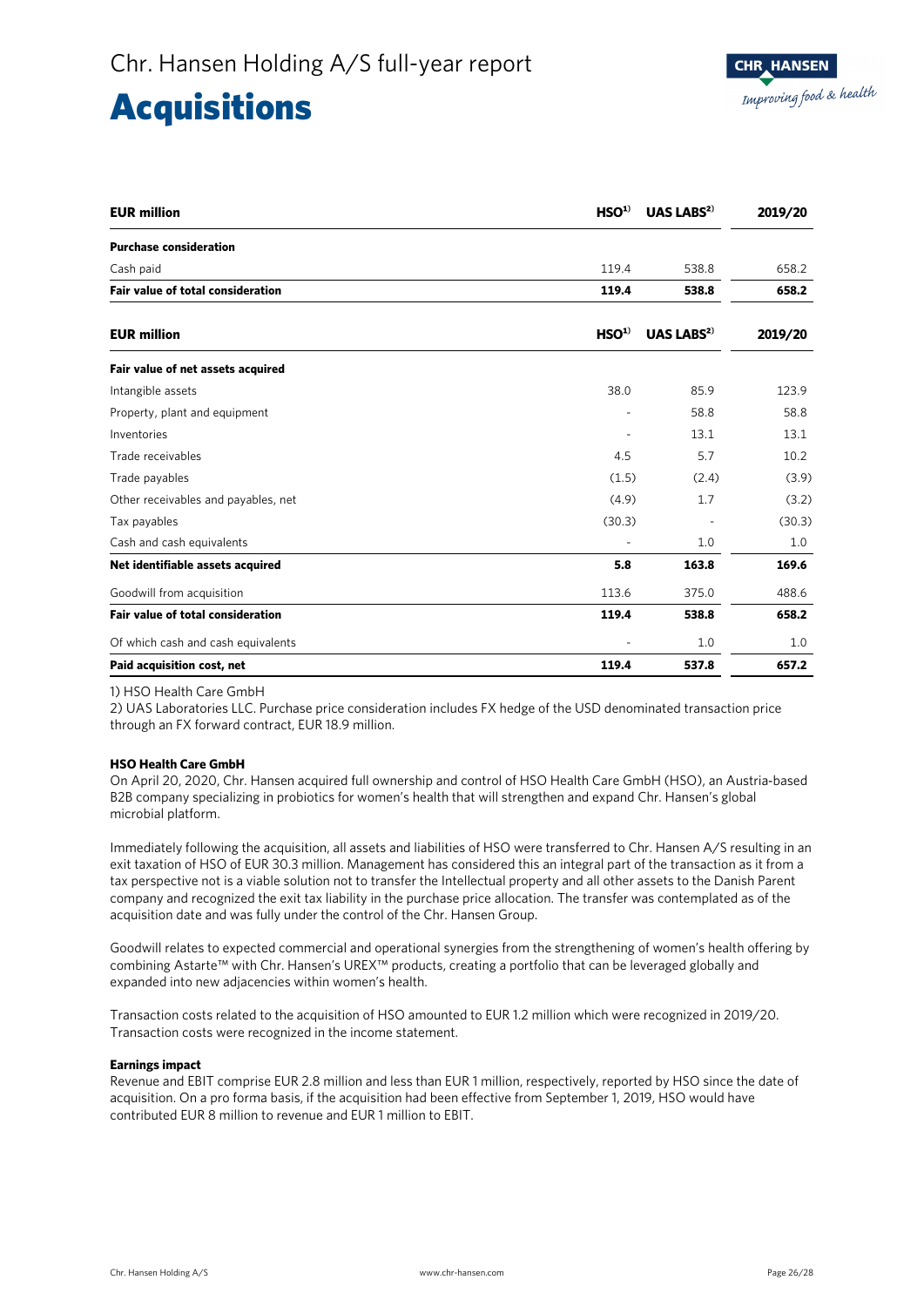# Acquisitions

| EUR million | HSO[1] | UAS LABS[2] | 2019/20 |
|---|---|---|---|
| **Purchase consideration** | | | |
| Cash paid | 119.4 | 538.8 | 658.2 |
| **Fair value of total consideration** | **119.4** | **538.8** | **658.2** |

| EUR million | HSO[1] | UAS LABS[2] | 2019/20 |
|---|---|---|---|
| **Fair value of net assets acquired** | | | |
| Intangible assets | 38.0 | 85.9 | 123.9 |
| Property, plant and equipment | - | 58.8 | 58.8 |
| Inventories | - | 13.1 | 13.1 |
| Trade receivables | 4.5 | 5.7 | 10.2 |
| Trade payables | (1.5) | (2.4) | (3.9) |
| Other receivables and payables, net | (4.9) | 1.7 | (3.2) |
| Tax payables | (30.3) | - | (30.3) |
| Cash and cash equivalents | - | 1.0 | 1.0 |
| **Net identifiable assets acquired** | **5.8** | **163.8** | **169.6** |
| Goodwill from acquisition | 113.6 | 375.0 | 488.6 |
| **Fair value of total consideration** | **119.4** | **538.8** | **658.2** |
| Of which cash and cash equivalents | - | 1.0 | 1.0 |
| **Paid acquisition cost, net** | **119.4** | **537.8** | **657.2** |

1) HSO Health Care GmbH

2) UAS Laboratories LLC. Purchase price consideration includes FX hedge of the USD denominated transaction price through an FX forward contract, EUR 18.9 million.

**HSO Health Care GmbH**

On April 20, 2020, Chr. Hansen acquired full ownership and control of HSO Health Care GmbH (HSO), an Austria-based B2B company specializing in probiotics for women's health that will strengthen and expand Chr. Hansen's global microbial platform.

Immediately following the acquisition, all assets and liabilities of HSO were transferred to Chr. Hansen A/S resulting in an exit taxation of HSO of EUR 30.3 million. Management has considered this an integral part of the transaction as it from a tax perspective not is a viable solution not to transfer the Intellectual property and all other assets to the Danish Parent company and recognized the exit tax liability in the purchase price allocation. The transfer was contemplated as of the acquisition date and was fully under the control of the Chr. Hansen Group.

Goodwill relates to expected commercial and operational synergies from the strengthening of women's health offering by combining Astarte™ with Chr. Hansen's UREX™ products, creating a portfolio that can be leveraged globally and expanded into new adjacencies within women's health.

Transaction costs related to the acquisition of HSO amounted to EUR 1.2 million which were recognized in 2019/20. Transaction costs were recognized in the income statement.

**Earnings impact**

Revenue and EBIT comprise EUR 2.8 million and less than EUR 1 million, respectively, reported by HSO since the date of acquisition. On a pro forma basis, if the acquisition had been effective from September 1, 2019, HSO would have contributed EUR 8 million to revenue and EUR 1 million to EBIT.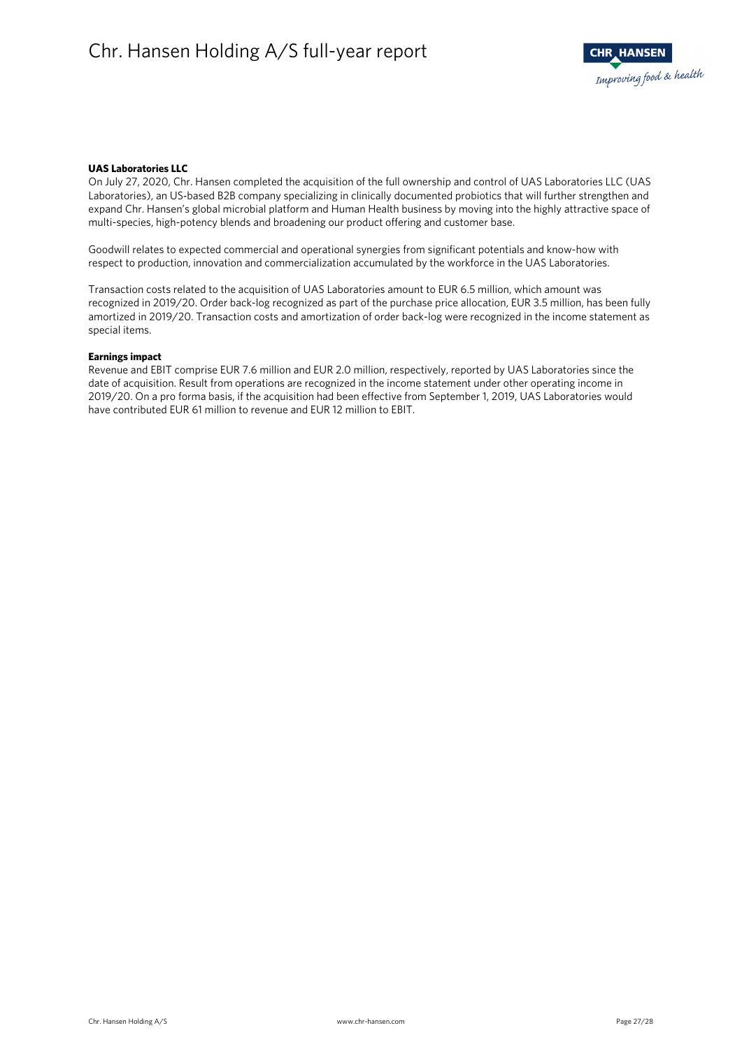**UAS Laboratories LLC**

On July 27, 2020, Chr. Hansen completed the acquisition of the full ownership and control of UAS Laboratories LLC (UAS Laboratories), an US-based B2B company specializing in clinically documented probiotics that will further strengthen and expand Chr. Hansen's global microbial platform and Human Health business by moving into the highly attractive space of multi-species, high-potency blends and broadening our product offering and customer base.

Goodwill relates to expected commercial and operational synergies from significant potentials and know-how with respect to production, innovation and commercialization accumulated by the workforce in the UAS Laboratories.

Transaction costs related to the acquisition of UAS Laboratories amount to EUR 6.5 million, which amount was recognized in 2019/20. Order back-log recognized as part of the purchase price allocation, EUR 3.5 million, has been fully amortized in 2019/20. Transaction costs and amortization of order back-log were recognized in the income statement as special items.

**Earnings impact**

Revenue and EBIT comprise EUR 7.6 million and EUR 2.0 million, respectively, reported by UAS Laboratories since the date of acquisition. Result from operations are recognized in the income statement under other operating income in 2019/20. On a pro forma basis, if the acquisition had been effective from September 1, 2019, UAS Laboratories would have contributed EUR 61 million to revenue and EUR 12 million to EBIT.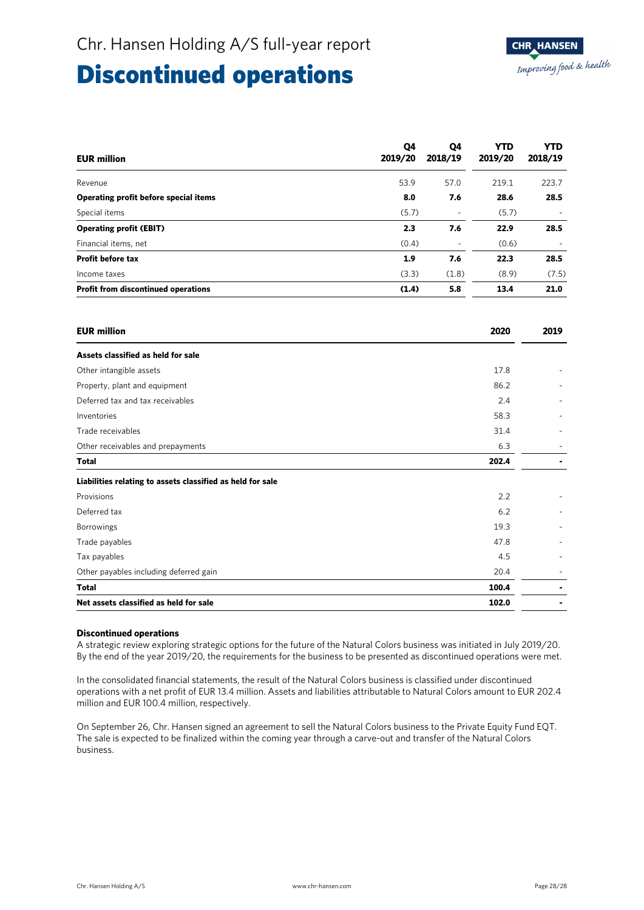# Discontinued operations

| EUR million | Q4 2019/20 | Q4 2018/19 | YTD 2019/20 | YTD 2018/19 |
|---|---|---|---|---|
| Revenue | 53.9 | 57.0 | 219.1 | 223.7 |
| **Operating profit before special items** | **8.0** | **7.6** | **28.6** | **28.5** |
| Special items | (5.7) | - | (5.7) | - |
| **Operating profit (EBIT)** | **2.3** | **7.6** | **22.9** | **28.5** |
| Financial items, net | (0.4) | - | (0.6) | - |
| **Profit before tax** | **1.9** | **7.6** | **22.3** | **28.5** |
| Income taxes | (3.3) | (1.8) | (8.9) | (7.5) |
| **Profit from discontinued operations** | **(1.4)** | **5.8** | **13.4** | **21.0** |

| EUR million | 2020 | 2019 |
|---|---|---|
| **Assets classified as held for sale** | | |
| Other intangible assets | 17.8 | - |
| Property, plant and equipment | 86.2 | - |
| Deferred tax and tax receivables | 2.4 | - |
| Inventories | 58.3 | - |
| Trade receivables | 31.4 | - |
| Other receivables and prepayments | 6.3 | - |
| **Total** | **202.4** | **-** |
| **Liabilities relating to assets classified as held for sale** | | |
| Provisions | 2.2 | - |
| Deferred tax | 6.2 | - |
| Borrowings | 19.3 | - |
| Trade payables | 47.8 | - |
| Tax payables | 4.5 | - |
| Other payables including deferred gain | 20.4 | - |
| **Total** | **100.4** | **-** |
| **Net assets classified as held for sale** | **102.0** | **-** |

**Discontinued operations**

A strategic review exploring strategic options for the future of the Natural Colors business was initiated in July 2019/20. By the end of the year 2019/20, the requirements for the business to be presented as discontinued operations were met.

In the consolidated financial statements, the result of the Natural Colors business is classified under discontinued operations with a net profit of EUR 13.4 million. Assets and liabilities attributable to Natural Colors amount to EUR 202.4 million and EUR 100.4 million, respectively.

On September 26, Chr. Hansen signed an agreement to sell the Natural Colors business to the Private Equity Fund EQT. The sale is expected to be finalized within the coming year through a carve-out and transfer of the Natural Colors business.